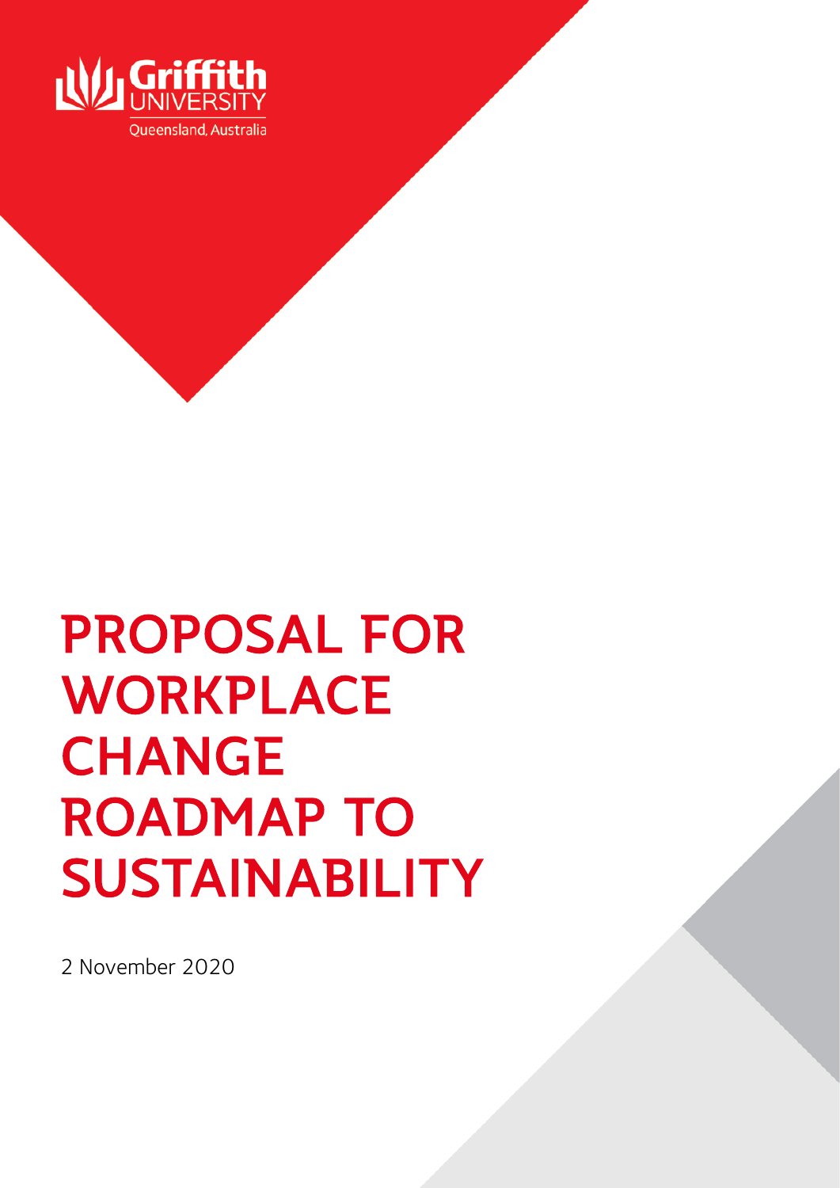Griffith UNIVERSITY
Queensland, Australia

# PROPOSAL FOR WORKPLACE CHANGE ROADMAP TO SUSTAINABILITY

2 November 2020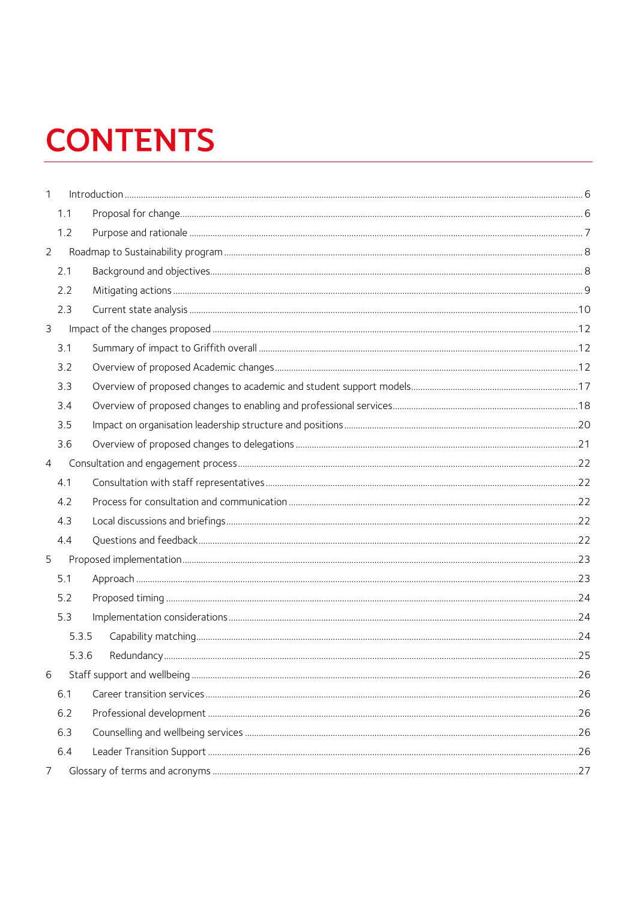# CONTENTS

- 1 Introduction ........ 6
  - 1.1 Proposal for change ........ 6
  - 1.2 Purpose and rationale ........ 7
- 2 Roadmap to Sustainability program ........ 8
  - 2.1 Background and objectives ........ 8
  - 2.2 Mitigating actions ........ 9
  - 2.3 Current state analysis ........ 10
- 3 Impact of the changes proposed ........ 12
  - 3.1 Summary of impact to Griffith overall ........ 12
  - 3.2 Overview of proposed Academic changes ........ 12
  - 3.3 Overview of proposed changes to academic and student support models ........ 17
  - 3.4 Overview of proposed changes to enabling and professional services ........ 18
  - 3.5 Impact on organisation leadership structure and positions ........ 20
  - 3.6 Overview of proposed changes to delegations ........ 21
- 4 Consultation and engagement process ........ 22
  - 4.1 Consultation with staff representatives ........ 22
  - 4.2 Process for consultation and communication ........ 22
  - 4.3 Local discussions and briefings ........ 22
  - 4.4 Questions and feedback ........ 22
- 5 Proposed implementation ........ 23
  - 5.1 Approach ........ 23
  - 5.2 Proposed timing ........ 24
  - 5.3 Implementation considerations ........ 24
    - 5.3.5 Capability matching ........ 24
    - 5.3.6 Redundancy ........ 25
- 6 Staff support and wellbeing ........ 26
  - 6.1 Career transition services ........ 26
  - 6.2 Professional development ........ 26
  - 6.3 Counselling and wellbeing services ........ 26
  - 6.4 Leader Transition Support ........ 26
- 7 Glossary of terms and acronyms ........ 27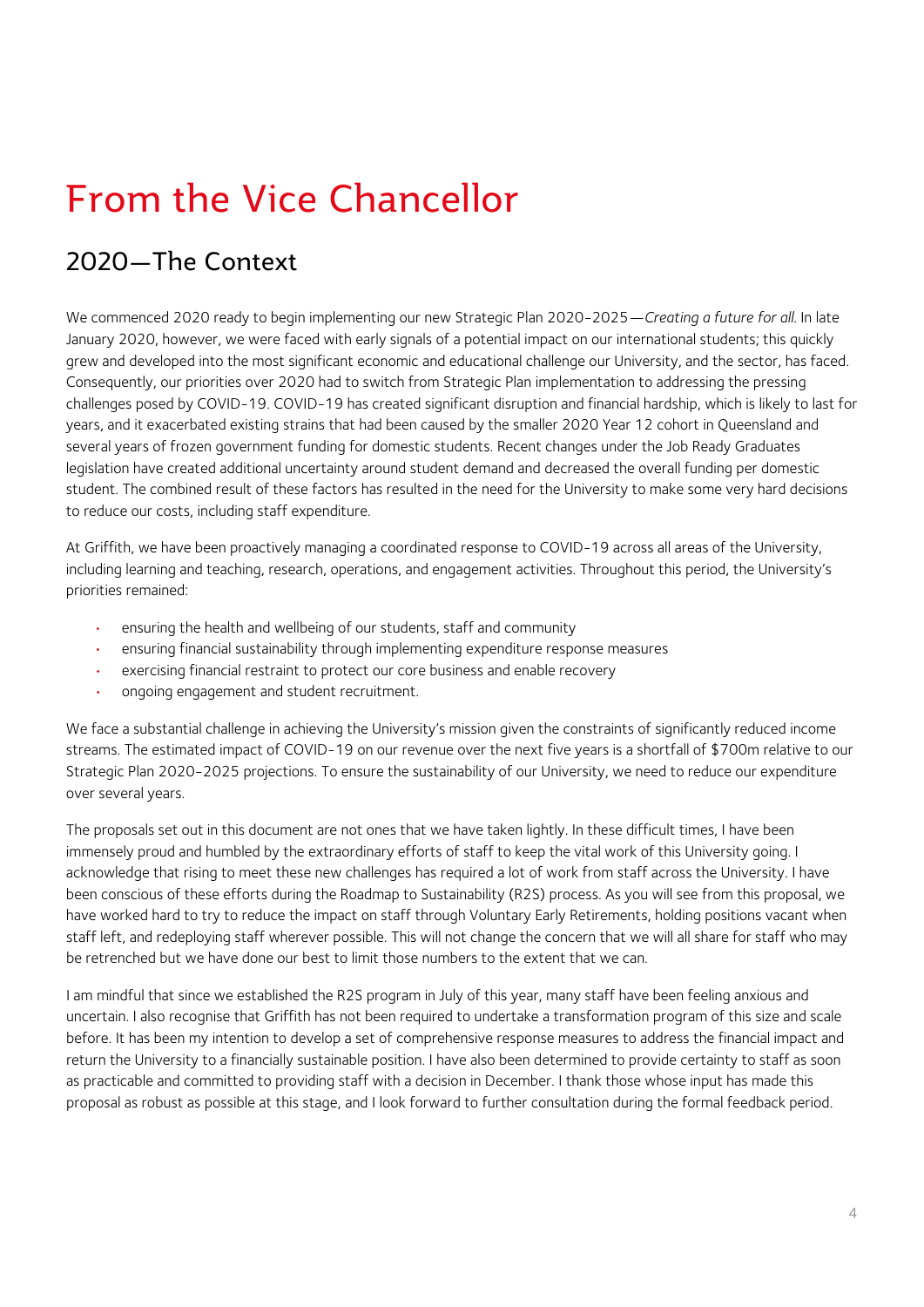# From the Vice Chancellor

## 2020—The Context

We commenced 2020 ready to begin implementing our new Strategic Plan 2020-2025—*Creating a future for all.* In late January 2020, however, we were faced with early signals of a potential impact on our international students; this quickly grew and developed into the most significant economic and educational challenge our University, and the sector, has faced. Consequently, our priorities over 2020 had to switch from Strategic Plan implementation to addressing the pressing challenges posed by COVID-19. COVID-19 has created significant disruption and financial hardship, which is likely to last for years, and it exacerbated existing strains that had been caused by the smaller 2020 Year 12 cohort in Queensland and several years of frozen government funding for domestic students. Recent changes under the Job Ready Graduates legislation have created additional uncertainty around student demand and decreased the overall funding per domestic student. The combined result of these factors has resulted in the need for the University to make some very hard decisions to reduce our costs, including staff expenditure.

At Griffith, we have been proactively managing a coordinated response to COVID-19 across all areas of the University, including learning and teaching, research, operations, and engagement activities. Throughout this period, the University's priorities remained:

- ensuring the health and wellbeing of our students, staff and community
- ensuring financial sustainability through implementing expenditure response measures
- exercising financial restraint to protect our core business and enable recovery
- ongoing engagement and student recruitment.

We face a substantial challenge in achieving the University's mission given the constraints of significantly reduced income streams. The estimated impact of COVID-19 on our revenue over the next five years is a shortfall of $700m relative to our Strategic Plan 2020-2025 projections. To ensure the sustainability of our University, we need to reduce our expenditure over several years.

The proposals set out in this document are not ones that we have taken lightly. In these difficult times, I have been immensely proud and humbled by the extraordinary efforts of staff to keep the vital work of this University going. I acknowledge that rising to meet these new challenges has required a lot of work from staff across the University. I have been conscious of these efforts during the Roadmap to Sustainability (R2S) process. As you will see from this proposal, we have worked hard to try to reduce the impact on staff through Voluntary Early Retirements, holding positions vacant when staff left, and redeploying staff wherever possible. This will not change the concern that we will all share for staff who may be retrenched but we have done our best to limit those numbers to the extent that we can.

I am mindful that since we established the R2S program in July of this year, many staff have been feeling anxious and uncertain. I also recognise that Griffith has not been required to undertake a transformation program of this size and scale before. It has been my intention to develop a set of comprehensive response measures to address the financial impact and return the University to a financially sustainable position. I have also been determined to provide certainty to staff as soon as practicable and committed to providing staff with a decision in December. I thank those whose input has made this proposal as robust as possible at this stage, and I look forward to further consultation during the formal feedback period.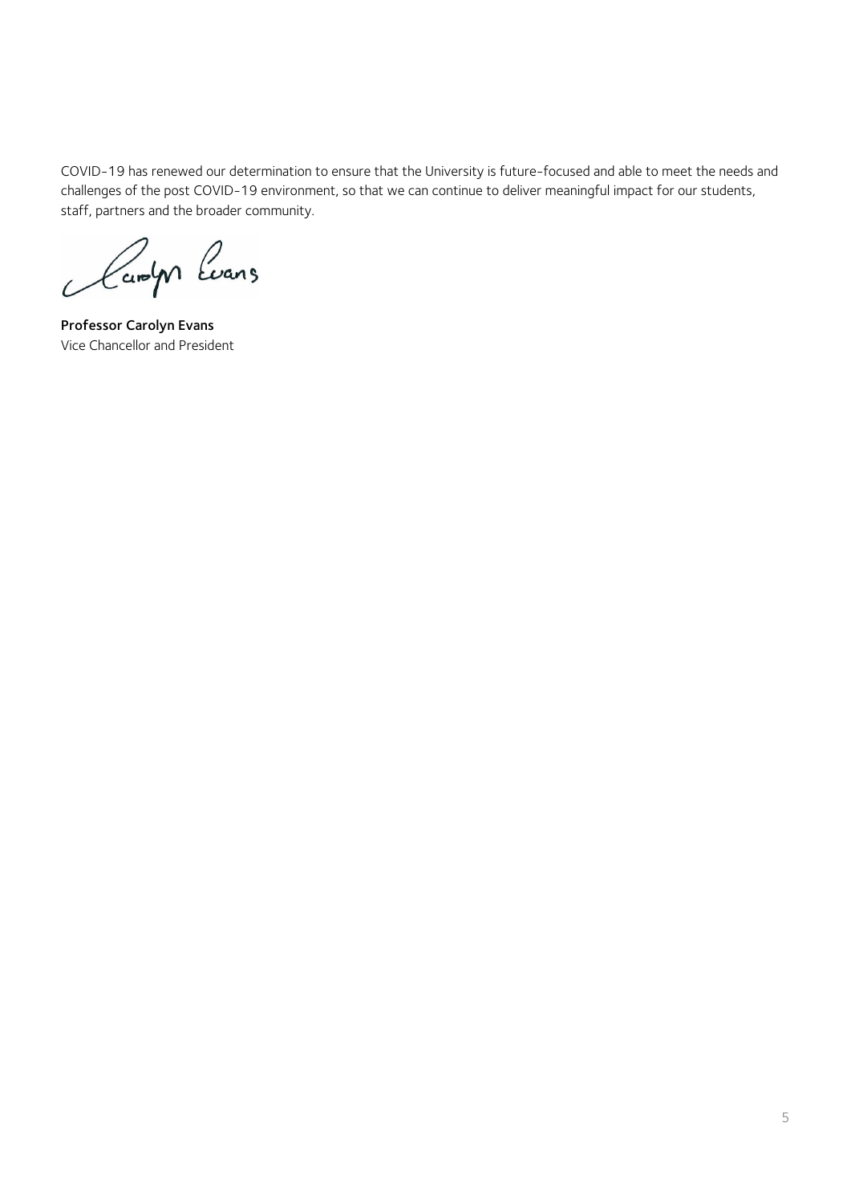COVID-19 has renewed our determination to ensure that the University is future-focused and able to meet the needs and challenges of the post COVID-19 environment, so that we can continue to deliver meaningful impact for our students, staff, partners and the broader community.

**Professor Carolyn Evans**
Vice Chancellor and President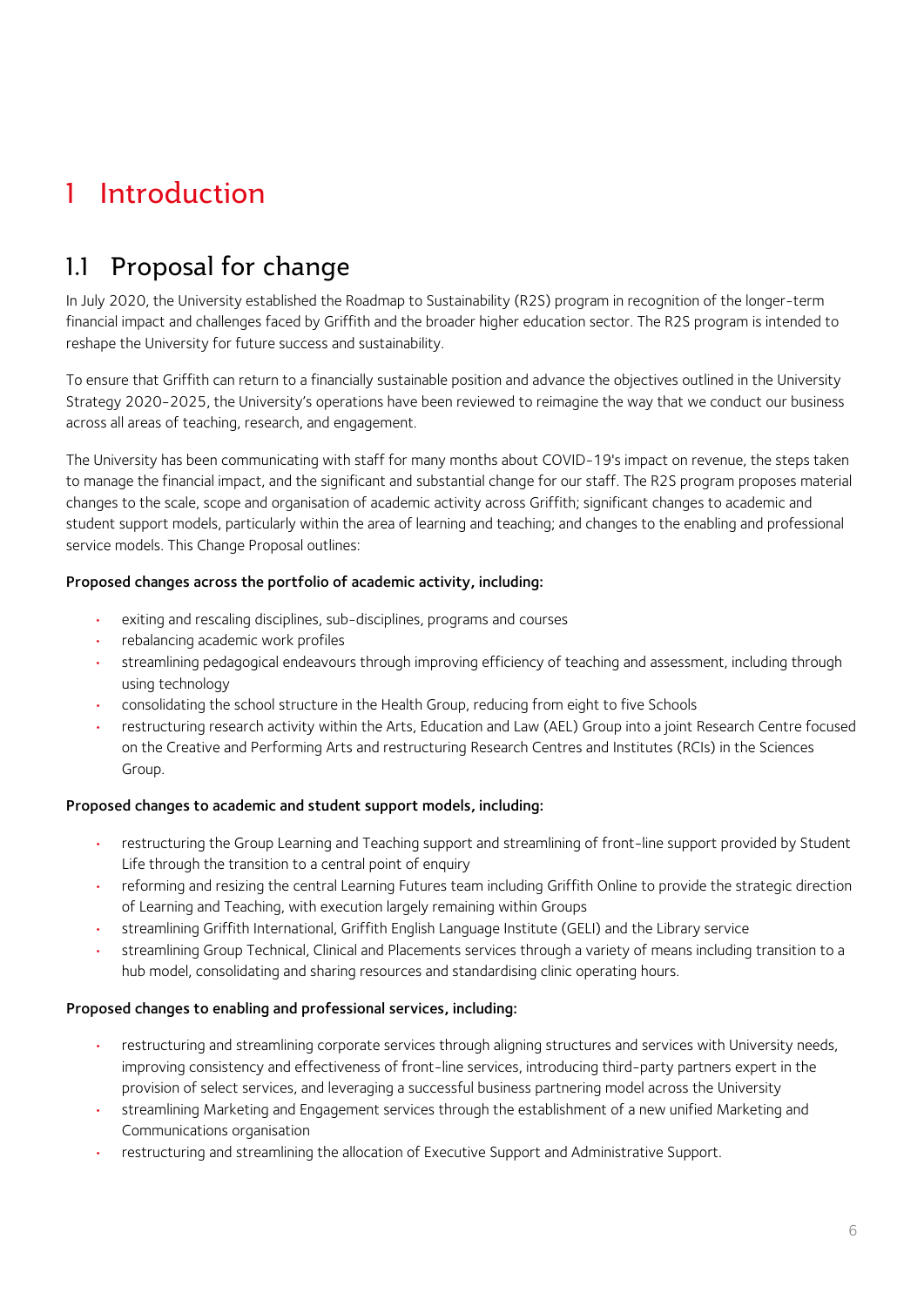# 1 Introduction

## 1.1 Proposal for change

In July 2020, the University established the Roadmap to Sustainability (R2S) program in recognition of the longer-term financial impact and challenges faced by Griffith and the broader higher education sector. The R2S program is intended to reshape the University for future success and sustainability.

To ensure that Griffith can return to a financially sustainable position and advance the objectives outlined in the University Strategy 2020-2025, the University's operations have been reviewed to reimagine the way that we conduct our business across all areas of teaching, research, and engagement.

The University has been communicating with staff for many months about COVID-19's impact on revenue, the steps taken to manage the financial impact, and the significant and substantial change for our staff. The R2S program proposes material changes to the scale, scope and organisation of academic activity across Griffith; significant changes to academic and student support models, particularly within the area of learning and teaching; and changes to the enabling and professional service models. This Change Proposal outlines:

**Proposed changes across the portfolio of academic activity, including:**

- exiting and rescaling disciplines, sub-disciplines, programs and courses
- rebalancing academic work profiles
- streamlining pedagogical endeavours through improving efficiency of teaching and assessment, including through using technology
- consolidating the school structure in the Health Group, reducing from eight to five Schools
- restructuring research activity within the Arts, Education and Law (AEL) Group into a joint Research Centre focused on the Creative and Performing Arts and restructuring Research Centres and Institutes (RCIs) in the Sciences Group.

**Proposed changes to academic and student support models, including:**

- restructuring the Group Learning and Teaching support and streamlining of front-line support provided by Student Life through the transition to a central point of enquiry
- reforming and resizing the central Learning Futures team including Griffith Online to provide the strategic direction of Learning and Teaching, with execution largely remaining within Groups
- streamlining Griffith International, Griffith English Language Institute (GELI) and the Library service
- streamlining Group Technical, Clinical and Placements services through a variety of means including transition to a hub model, consolidating and sharing resources and standardising clinic operating hours.

**Proposed changes to enabling and professional services, including:**

- restructuring and streamlining corporate services through aligning structures and services with University needs, improving consistency and effectiveness of front-line services, introducing third-party partners expert in the provision of select services, and leveraging a successful business partnering model across the University
- streamlining Marketing and Engagement services through the establishment of a new unified Marketing and Communications organisation
- restructuring and streamlining the allocation of Executive Support and Administrative Support.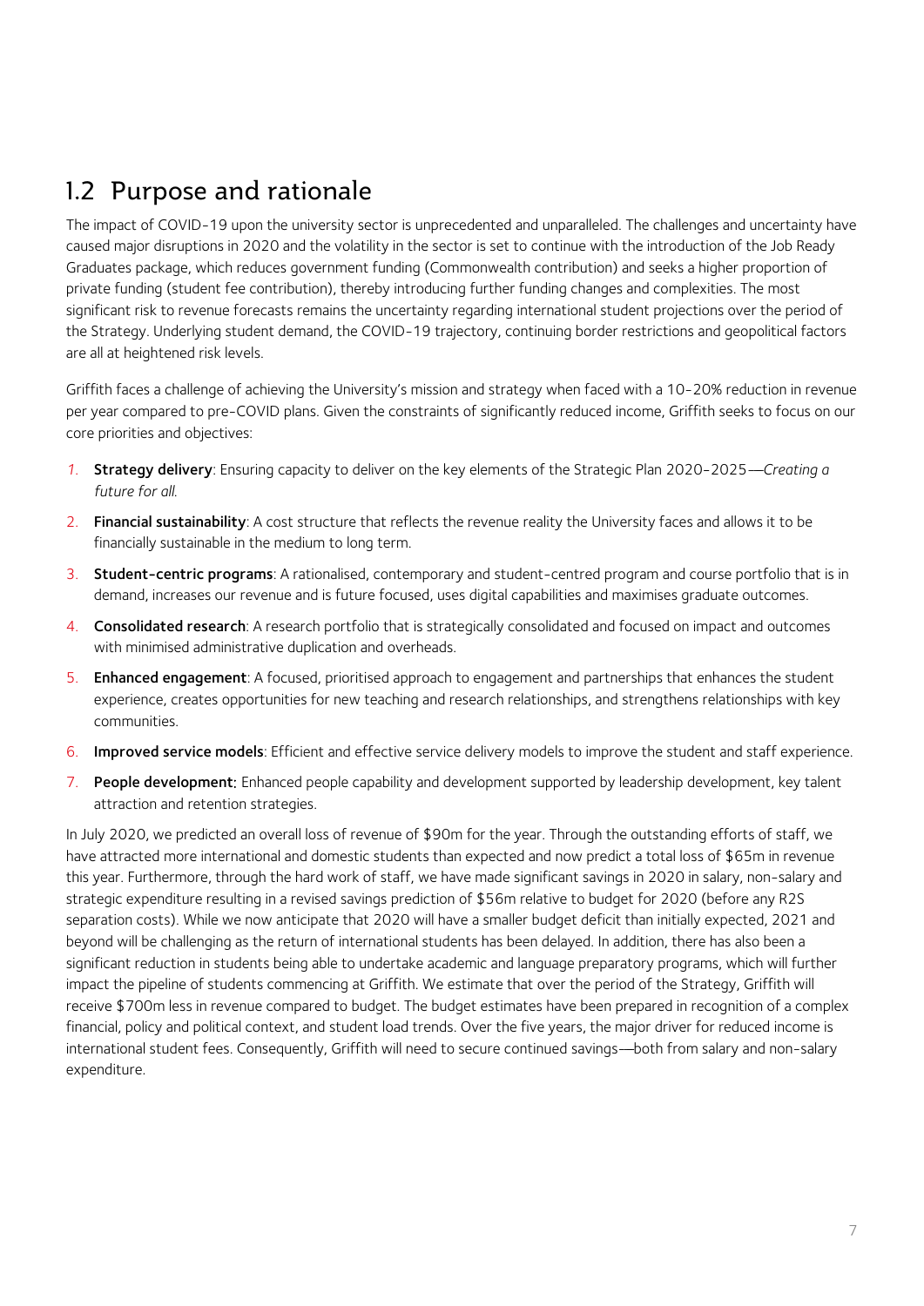## 1.2 Purpose and rationale

The impact of COVID-19 upon the university sector is unprecedented and unparalleled. The challenges and uncertainty have caused major disruptions in 2020 and the volatility in the sector is set to continue with the introduction of the Job Ready Graduates package, which reduces government funding (Commonwealth contribution) and seeks a higher proportion of private funding (student fee contribution), thereby introducing further funding changes and complexities. The most significant risk to revenue forecasts remains the uncertainty regarding international student projections over the period of the Strategy. Underlying student demand, the COVID-19 trajectory, continuing border restrictions and geopolitical factors are all at heightened risk levels.

Griffith faces a challenge of achieving the University's mission and strategy when faced with a 10-20% reduction in revenue per year compared to pre-COVID plans. Given the constraints of significantly reduced income, Griffith seeks to focus on our core priorities and objectives:

1. **Strategy delivery**: Ensuring capacity to deliver on the key elements of the Strategic Plan 2020-2025—*Creating a future for all*.
2. **Financial sustainability**: A cost structure that reflects the revenue reality the University faces and allows it to be financially sustainable in the medium to long term.
3. **Student-centric programs**: A rationalised, contemporary and student-centred program and course portfolio that is in demand, increases our revenue and is future focused, uses digital capabilities and maximises graduate outcomes.
4. **Consolidated research**: A research portfolio that is strategically consolidated and focused on impact and outcomes with minimised administrative duplication and overheads.
5. **Enhanced engagement**: A focused, prioritised approach to engagement and partnerships that enhances the student experience, creates opportunities for new teaching and research relationships, and strengthens relationships with key communities.
6. **Improved service models**: Efficient and effective service delivery models to improve the student and staff experience.
7. **People development:** Enhanced people capability and development supported by leadership development, key talent attraction and retention strategies.

In July 2020, we predicted an overall loss of revenue of $90m for the year. Through the outstanding efforts of staff, we have attracted more international and domestic students than expected and now predict a total loss of $65m in revenue this year. Furthermore, through the hard work of staff, we have made significant savings in 2020 in salary, non-salary and strategic expenditure resulting in a revised savings prediction of $56m relative to budget for 2020 (before any R2S separation costs). While we now anticipate that 2020 will have a smaller budget deficit than initially expected, 2021 and beyond will be challenging as the return of international students has been delayed. In addition, there has also been a significant reduction in students being able to undertake academic and language preparatory programs, which will further impact the pipeline of students commencing at Griffith. We estimate that over the period of the Strategy, Griffith will receive $700m less in revenue compared to budget. The budget estimates have been prepared in recognition of a complex financial, policy and political context, and student load trends. Over the five years, the major driver for reduced income is international student fees. Consequently, Griffith will need to secure continued savings—both from salary and non-salary expenditure.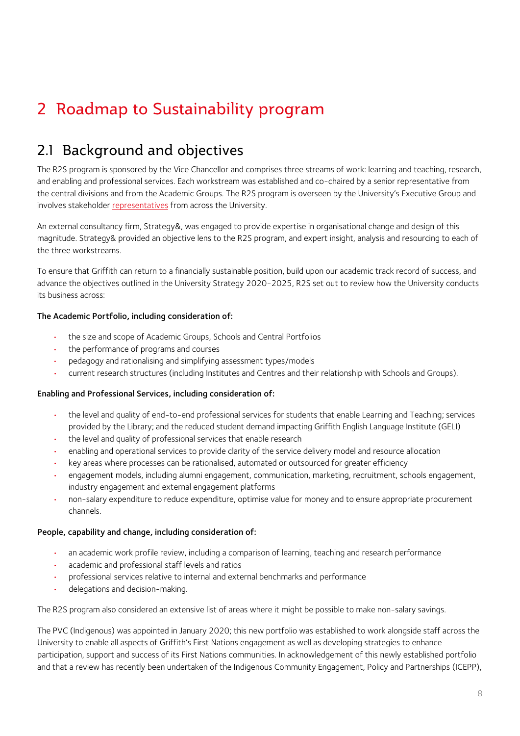# 2 Roadmap to Sustainability program

## 2.1 Background and objectives

The R2S program is sponsored by the Vice Chancellor and comprises three streams of work: learning and teaching, research, and enabling and professional services. Each workstream was established and co-chaired by a senior representative from the central divisions and from the Academic Groups. The R2S program is overseen by the University's Executive Group and involves stakeholder representatives from across the University.

An external consultancy firm, Strategy&, was engaged to provide expertise in organisational change and design of this magnitude. Strategy& provided an objective lens to the R2S program, and expert insight, analysis and resourcing to each of the three workstreams.

To ensure that Griffith can return to a financially sustainable position, build upon our academic track record of success, and advance the objectives outlined in the University Strategy 2020-2025, R2S set out to review how the University conducts its business across:

**The Academic Portfolio, including consideration of:**

- the size and scope of Academic Groups, Schools and Central Portfolios
- the performance of programs and courses
- pedagogy and rationalising and simplifying assessment types/models
- current research structures (including Institutes and Centres and their relationship with Schools and Groups).

**Enabling and Professional Services, including consideration of:**

- the level and quality of end-to-end professional services for students that enable Learning and Teaching; services provided by the Library; and the reduced student demand impacting Griffith English Language Institute (GELI)
- the level and quality of professional services that enable research
- enabling and operational services to provide clarity of the service delivery model and resource allocation
- key areas where processes can be rationalised, automated or outsourced for greater efficiency
- engagement models, including alumni engagement, communication, marketing, recruitment, schools engagement, industry engagement and external engagement platforms
- non-salary expenditure to reduce expenditure, optimise value for money and to ensure appropriate procurement channels.

**People, capability and change, including consideration of:**

- an academic work profile review, including a comparison of learning, teaching and research performance
- academic and professional staff levels and ratios
- professional services relative to internal and external benchmarks and performance
- delegations and decision-making.

The R2S program also considered an extensive list of areas where it might be possible to make non-salary savings.

The PVC (Indigenous) was appointed in January 2020; this new portfolio was established to work alongside staff across the University to enable all aspects of Griffith's First Nations engagement as well as developing strategies to enhance participation, support and success of its First Nations communities. In acknowledgement of this newly established portfolio and that a review has recently been undertaken of the Indigenous Community Engagement, Policy and Partnerships (ICEPP),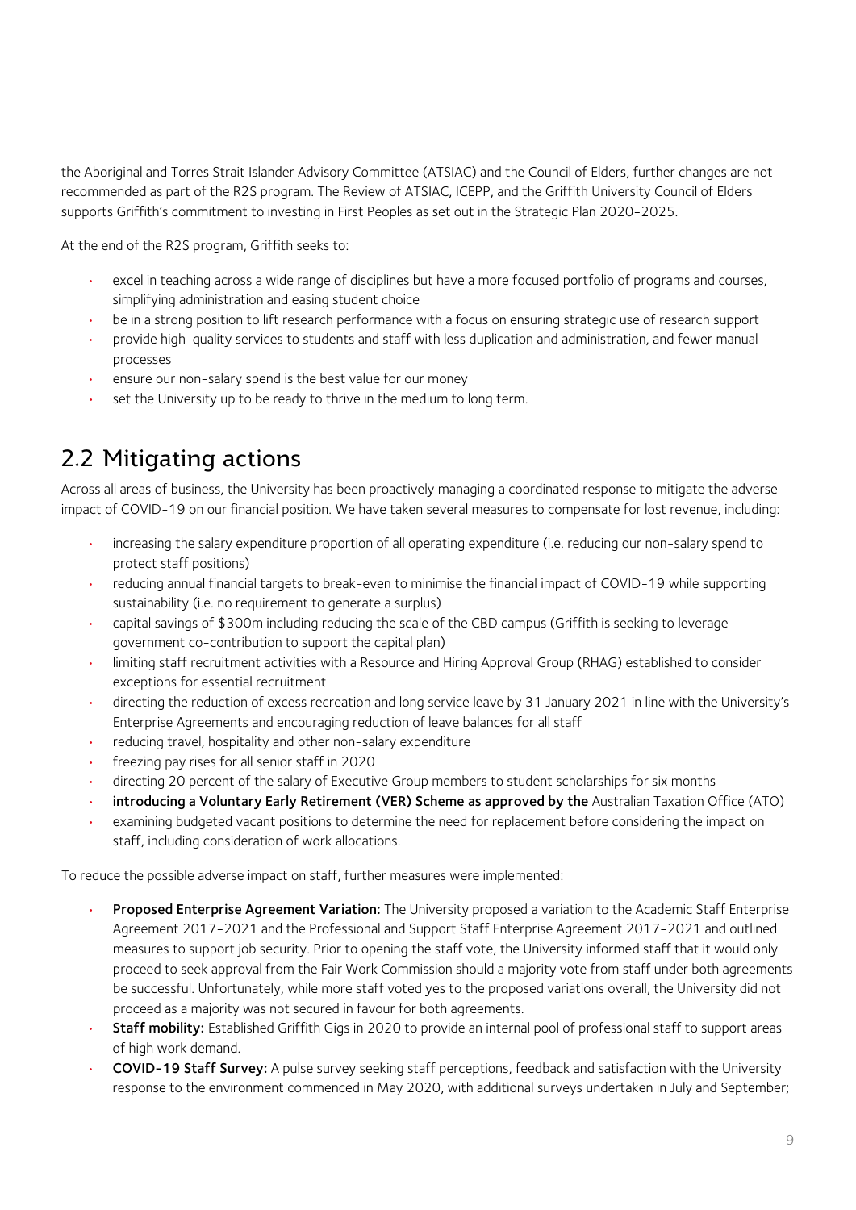the Aboriginal and Torres Strait Islander Advisory Committee (ATSIAC) and the Council of Elders, further changes are not recommended as part of the R2S program. The Review of ATSIAC, ICEPP, and the Griffith University Council of Elders supports Griffith's commitment to investing in First Peoples as set out in the Strategic Plan 2020-2025.

At the end of the R2S program, Griffith seeks to:

- excel in teaching across a wide range of disciplines but have a more focused portfolio of programs and courses, simplifying administration and easing student choice
- be in a strong position to lift research performance with a focus on ensuring strategic use of research support
- provide high-quality services to students and staff with less duplication and administration, and fewer manual processes
- ensure our non-salary spend is the best value for our money
- set the University up to be ready to thrive in the medium to long term.

## 2.2 Mitigating actions

Across all areas of business, the University has been proactively managing a coordinated response to mitigate the adverse impact of COVID-19 on our financial position. We have taken several measures to compensate for lost revenue, including:

- increasing the salary expenditure proportion of all operating expenditure (i.e. reducing our non-salary spend to protect staff positions)
- reducing annual financial targets to break-even to minimise the financial impact of COVID-19 while supporting sustainability (i.e. no requirement to generate a surplus)
- capital savings of $300m including reducing the scale of the CBD campus (Griffith is seeking to leverage government co-contribution to support the capital plan)
- limiting staff recruitment activities with a Resource and Hiring Approval Group (RHAG) established to consider exceptions for essential recruitment
- directing the reduction of excess recreation and long service leave by 31 January 2021 in line with the University's Enterprise Agreements and encouraging reduction of leave balances for all staff
- reducing travel, hospitality and other non-salary expenditure
- freezing pay rises for all senior staff in 2020
- directing 20 percent of the salary of Executive Group members to student scholarships for six months
- **introducing a Voluntary Early Retirement (VER) Scheme as approved by the** Australian Taxation Office (ATO)
- examining budgeted vacant positions to determine the need for replacement before considering the impact on staff, including consideration of work allocations.

To reduce the possible adverse impact on staff, further measures were implemented:

- **Proposed Enterprise Agreement Variation:** The University proposed a variation to the Academic Staff Enterprise Agreement 2017-2021 and the Professional and Support Staff Enterprise Agreement 2017-2021 and outlined measures to support job security. Prior to opening the staff vote, the University informed staff that it would only proceed to seek approval from the Fair Work Commission should a majority vote from staff under both agreements be successful. Unfortunately, while more staff voted yes to the proposed variations overall, the University did not proceed as a majority was not secured in favour for both agreements.
- **Staff mobility:** Established Griffith Gigs in 2020 to provide an internal pool of professional staff to support areas of high work demand.
- **COVID-19 Staff Survey:** A pulse survey seeking staff perceptions, feedback and satisfaction with the University response to the environment commenced in May 2020, with additional surveys undertaken in July and September;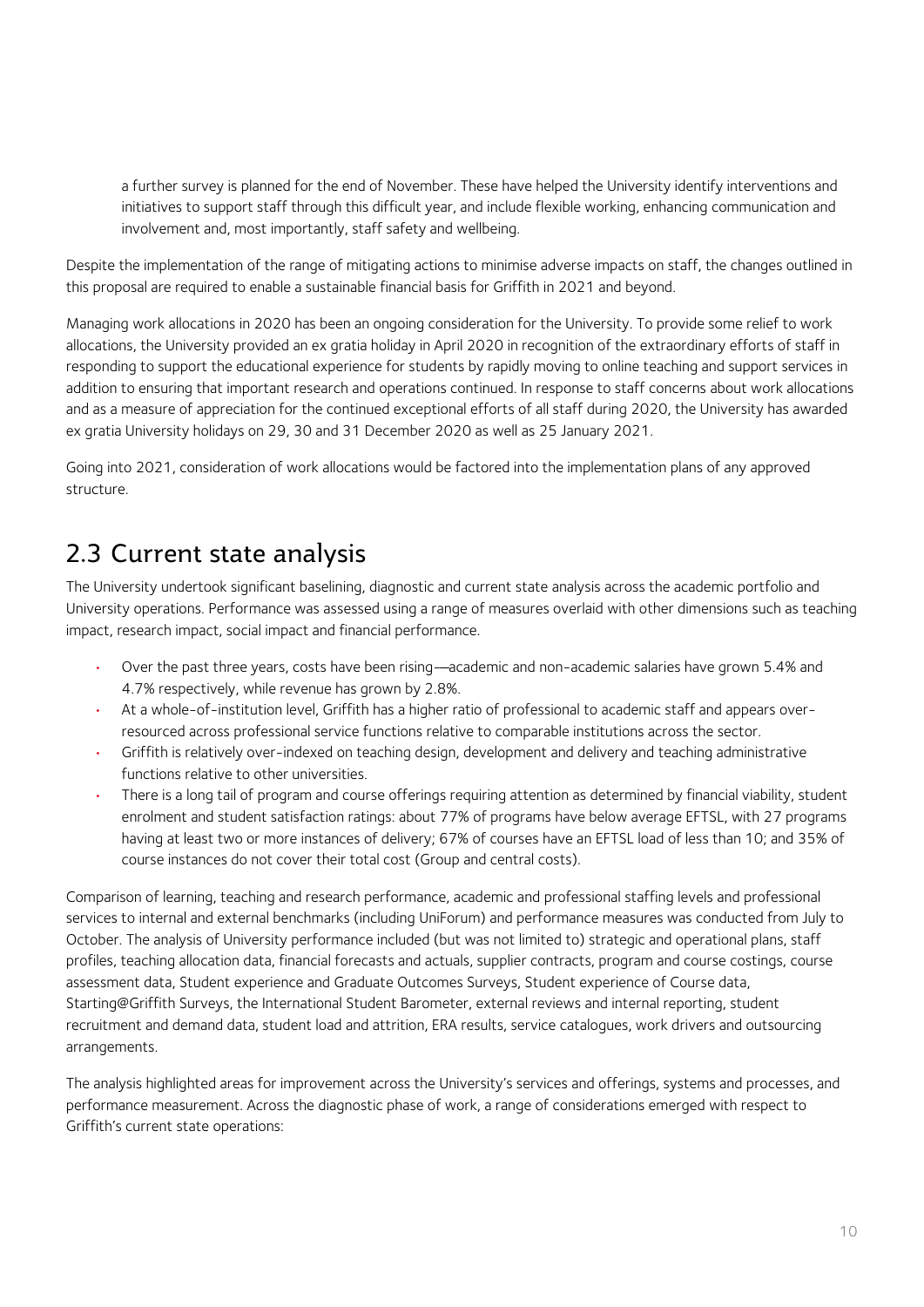a further survey is planned for the end of November. These have helped the University identify interventions and initiatives to support staff through this difficult year, and include flexible working, enhancing communication and involvement and, most importantly, staff safety and wellbeing.

Despite the implementation of the range of mitigating actions to minimise adverse impacts on staff, the changes outlined in this proposal are required to enable a sustainable financial basis for Griffith in 2021 and beyond.

Managing work allocations in 2020 has been an ongoing consideration for the University. To provide some relief to work allocations, the University provided an ex gratia holiday in April 2020 in recognition of the extraordinary efforts of staff in responding to support the educational experience for students by rapidly moving to online teaching and support services in addition to ensuring that important research and operations continued. In response to staff concerns about work allocations and as a measure of appreciation for the continued exceptional efforts of all staff during 2020, the University has awarded ex gratia University holidays on 29, 30 and 31 December 2020 as well as 25 January 2021.

Going into 2021, consideration of work allocations would be factored into the implementation plans of any approved structure.

## 2.3 Current state analysis

The University undertook significant baselining, diagnostic and current state analysis across the academic portfolio and University operations. Performance was assessed using a range of measures overlaid with other dimensions such as teaching impact, research impact, social impact and financial performance.

- Over the past three years, costs have been rising—academic and non-academic salaries have grown 5.4% and 4.7% respectively, while revenue has grown by 2.8%.
- At a whole-of-institution level, Griffith has a higher ratio of professional to academic staff and appears over-resourced across professional service functions relative to comparable institutions across the sector.
- Griffith is relatively over-indexed on teaching design, development and delivery and teaching administrative functions relative to other universities.
- There is a long tail of program and course offerings requiring attention as determined by financial viability, student enrolment and student satisfaction ratings: about 77% of programs have below average EFTSL, with 27 programs having at least two or more instances of delivery; 67% of courses have an EFTSL load of less than 10; and 35% of course instances do not cover their total cost (Group and central costs).

Comparison of learning, teaching and research performance, academic and professional staffing levels and professional services to internal and external benchmarks (including UniForum) and performance measures was conducted from July to October. The analysis of University performance included (but was not limited to) strategic and operational plans, staff profiles, teaching allocation data, financial forecasts and actuals, supplier contracts, program and course costings, course assessment data, Student experience and Graduate Outcomes Surveys, Student experience of Course data, Starting@Griffith Surveys, the International Student Barometer, external reviews and internal reporting, student recruitment and demand data, student load and attrition, ERA results, service catalogues, work drivers and outsourcing arrangements.

The analysis highlighted areas for improvement across the University's services and offerings, systems and processes, and performance measurement. Across the diagnostic phase of work, a range of considerations emerged with respect to Griffith's current state operations: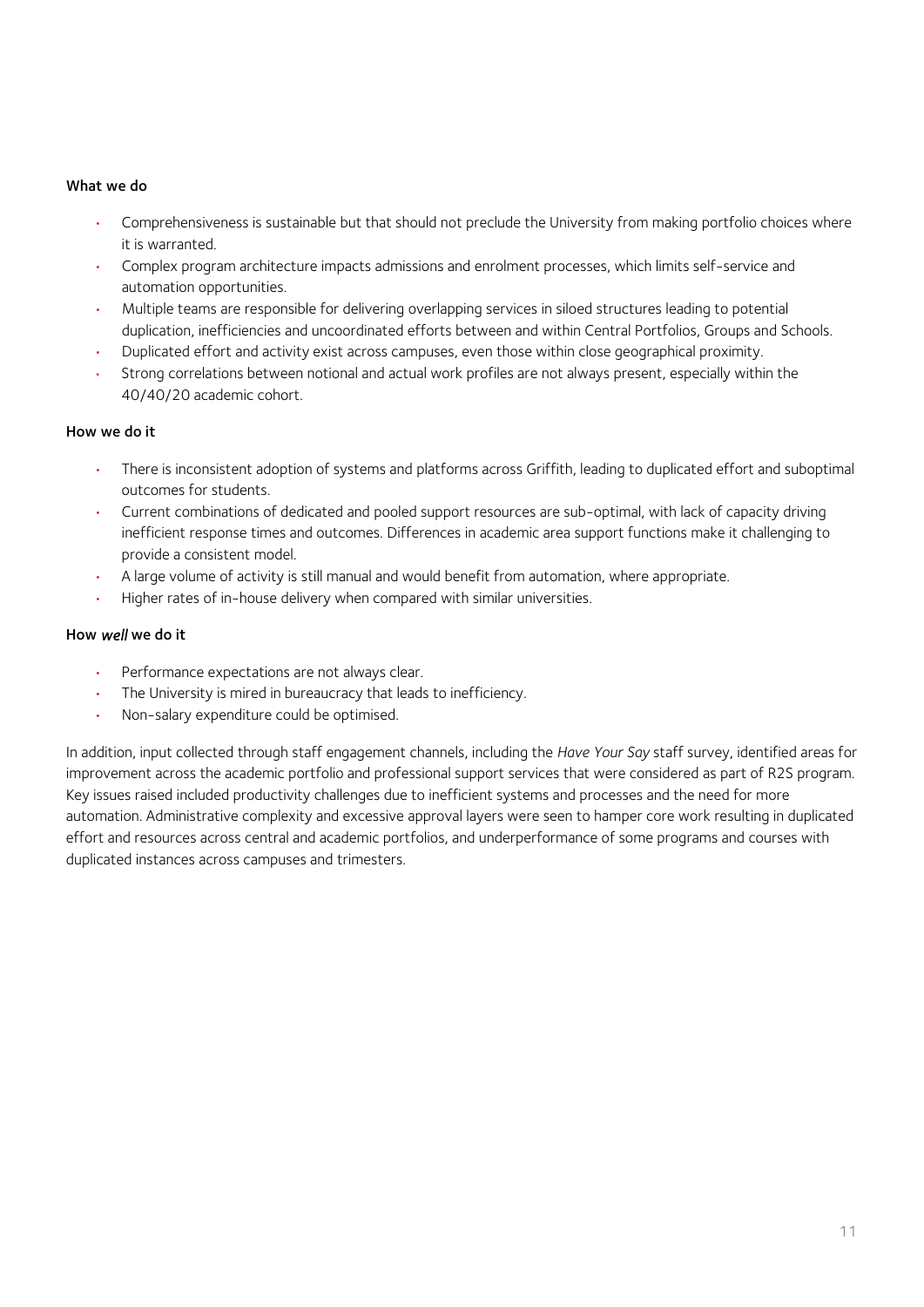**What we do**

- Comprehensiveness is sustainable but that should not preclude the University from making portfolio choices where it is warranted.
- Complex program architecture impacts admissions and enrolment processes, which limits self-service and automation opportunities.
- Multiple teams are responsible for delivering overlapping services in siloed structures leading to potential duplication, inefficiencies and uncoordinated efforts between and within Central Portfolios, Groups and Schools.
- Duplicated effort and activity exist across campuses, even those within close geographical proximity.
- Strong correlations between notional and actual work profiles are not always present, especially within the 40/40/20 academic cohort.

**How we do it**

- There is inconsistent adoption of systems and platforms across Griffith, leading to duplicated effort and suboptimal outcomes for students.
- Current combinations of dedicated and pooled support resources are sub-optimal, with lack of capacity driving inefficient response times and outcomes. Differences in academic area support functions make it challenging to provide a consistent model.
- A large volume of activity is still manual and would benefit from automation, where appropriate.
- Higher rates of in-house delivery when compared with similar universities.

**How *well* we do it**

- Performance expectations are not always clear.
- The University is mired in bureaucracy that leads to inefficiency.
- Non-salary expenditure could be optimised.

In addition, input collected through staff engagement channels, including the *Have Your Say* staff survey, identified areas for improvement across the academic portfolio and professional support services that were considered as part of R2S program. Key issues raised included productivity challenges due to inefficient systems and processes and the need for more automation. Administrative complexity and excessive approval layers were seen to hamper core work resulting in duplicated effort and resources across central and academic portfolios, and underperformance of some programs and courses with duplicated instances across campuses and trimesters.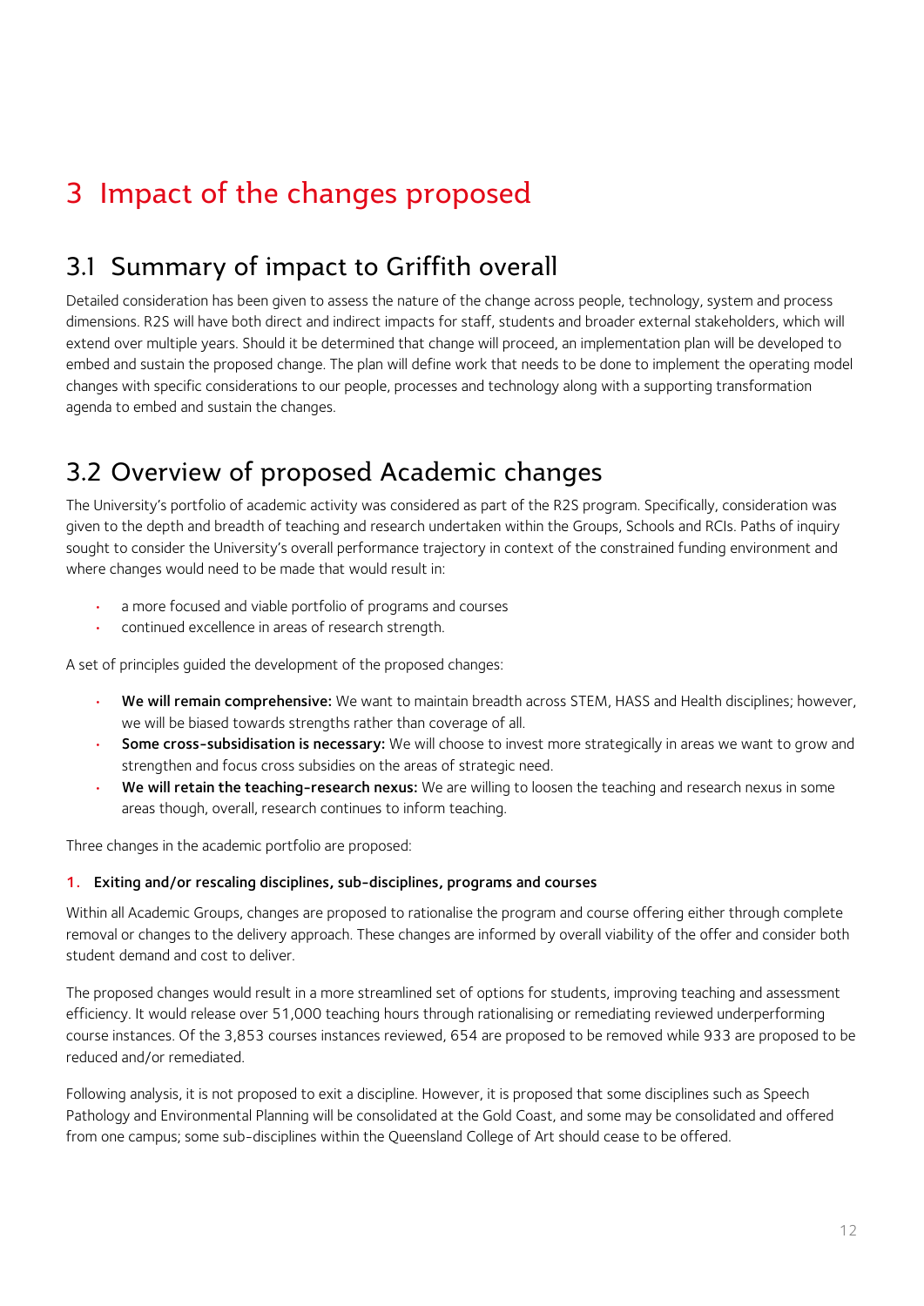# 3 Impact of the changes proposed

## 3.1 Summary of impact to Griffith overall

Detailed consideration has been given to assess the nature of the change across people, technology, system and process dimensions. R2S will have both direct and indirect impacts for staff, students and broader external stakeholders, which will extend over multiple years. Should it be determined that change will proceed, an implementation plan will be developed to embed and sustain the proposed change. The plan will define work that needs to be done to implement the operating model changes with specific considerations to our people, processes and technology along with a supporting transformation agenda to embed and sustain the changes.

## 3.2 Overview of proposed Academic changes

The University's portfolio of academic activity was considered as part of the R2S program. Specifically, consideration was given to the depth and breadth of teaching and research undertaken within the Groups, Schools and RCIs. Paths of inquiry sought to consider the University's overall performance trajectory in context of the constrained funding environment and where changes would need to be made that would result in:

- a more focused and viable portfolio of programs and courses
- continued excellence in areas of research strength.

A set of principles guided the development of the proposed changes:

- **We will remain comprehensive:** We want to maintain breadth across STEM, HASS and Health disciplines; however, we will be biased towards strengths rather than coverage of all.
- **Some cross-subsidisation is necessary:** We will choose to invest more strategically in areas we want to grow and strengthen and focus cross subsidies on the areas of strategic need.
- **We will retain the teaching-research nexus:** We are willing to loosen the teaching and research nexus in some areas though, overall, research continues to inform teaching.

Three changes in the academic portfolio are proposed:

**1. Exiting and/or rescaling disciplines, sub-disciplines, programs and courses**

Within all Academic Groups, changes are proposed to rationalise the program and course offering either through complete removal or changes to the delivery approach. These changes are informed by overall viability of the offer and consider both student demand and cost to deliver.

The proposed changes would result in a more streamlined set of options for students, improving teaching and assessment efficiency. It would release over 51,000 teaching hours through rationalising or remediating reviewed underperforming course instances. Of the 3,853 courses instances reviewed, 654 are proposed to be removed while 933 are proposed to be reduced and/or remediated.

Following analysis, it is not proposed to exit a discipline. However, it is proposed that some disciplines such as Speech Pathology and Environmental Planning will be consolidated at the Gold Coast, and some may be consolidated and offered from one campus; some sub-disciplines within the Queensland College of Art should cease to be offered.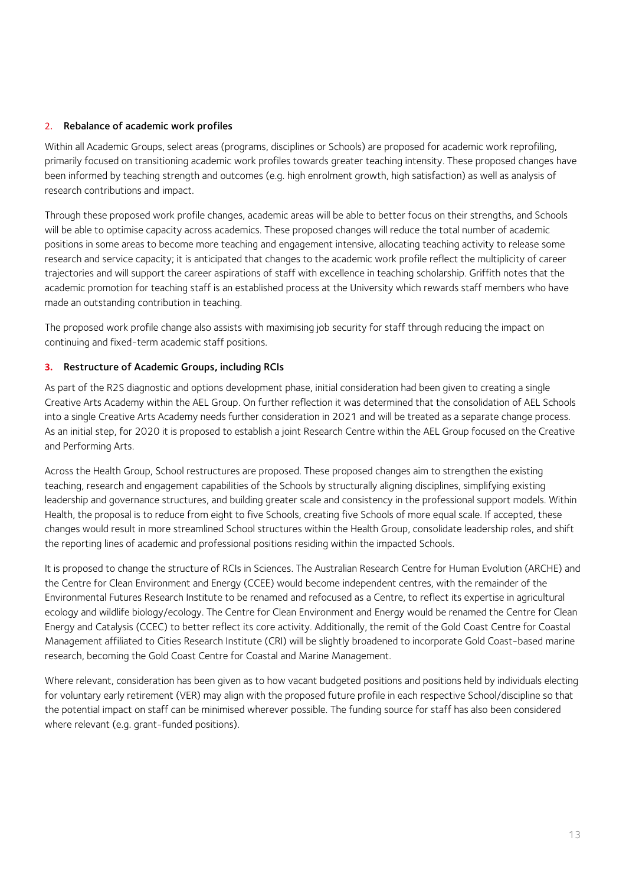## 2. Rebalance of academic work profiles

Within all Academic Groups, select areas (programs, disciplines or Schools) are proposed for academic work reprofiling, primarily focused on transitioning academic work profiles towards greater teaching intensity. These proposed changes have been informed by teaching strength and outcomes (e.g. high enrolment growth, high satisfaction) as well as analysis of research contributions and impact.

Through these proposed work profile changes, academic areas will be able to better focus on their strengths, and Schools will be able to optimise capacity across academics. These proposed changes will reduce the total number of academic positions in some areas to become more teaching and engagement intensive, allocating teaching activity to release some research and service capacity; it is anticipated that changes to the academic work profile reflect the multiplicity of career trajectories and will support the career aspirations of staff with excellence in teaching scholarship. Griffith notes that the academic promotion for teaching staff is an established process at the University which rewards staff members who have made an outstanding contribution in teaching.

The proposed work profile change also assists with maximising job security for staff through reducing the impact on continuing and fixed-term academic staff positions.

## 3. Restructure of Academic Groups, including RCIs

As part of the R2S diagnostic and options development phase, initial consideration had been given to creating a single Creative Arts Academy within the AEL Group. On further reflection it was determined that the consolidation of AEL Schools into a single Creative Arts Academy needs further consideration in 2021 and will be treated as a separate change process. As an initial step, for 2020 it is proposed to establish a joint Research Centre within the AEL Group focused on the Creative and Performing Arts.

Across the Health Group, School restructures are proposed. These proposed changes aim to strengthen the existing teaching, research and engagement capabilities of the Schools by structurally aligning disciplines, simplifying existing leadership and governance structures, and building greater scale and consistency in the professional support models. Within Health, the proposal is to reduce from eight to five Schools, creating five Schools of more equal scale. If accepted, these changes would result in more streamlined School structures within the Health Group, consolidate leadership roles, and shift the reporting lines of academic and professional positions residing within the impacted Schools.

It is proposed to change the structure of RCIs in Sciences. The Australian Research Centre for Human Evolution (ARCHE) and the Centre for Clean Environment and Energy (CCEE) would become independent centres, with the remainder of the Environmental Futures Research Institute to be renamed and refocused as a Centre, to reflect its expertise in agricultural ecology and wildlife biology/ecology. The Centre for Clean Environment and Energy would be renamed the Centre for Clean Energy and Catalysis (CCEC) to better reflect its core activity. Additionally, the remit of the Gold Coast Centre for Coastal Management affiliated to Cities Research Institute (CRI) will be slightly broadened to incorporate Gold Coast-based marine research, becoming the Gold Coast Centre for Coastal and Marine Management.

Where relevant, consideration has been given as to how vacant budgeted positions and positions held by individuals electing for voluntary early retirement (VER) may align with the proposed future profile in each respective School/discipline so that the potential impact on staff can be minimised wherever possible. The funding source for staff has also been considered where relevant (e.g. grant-funded positions).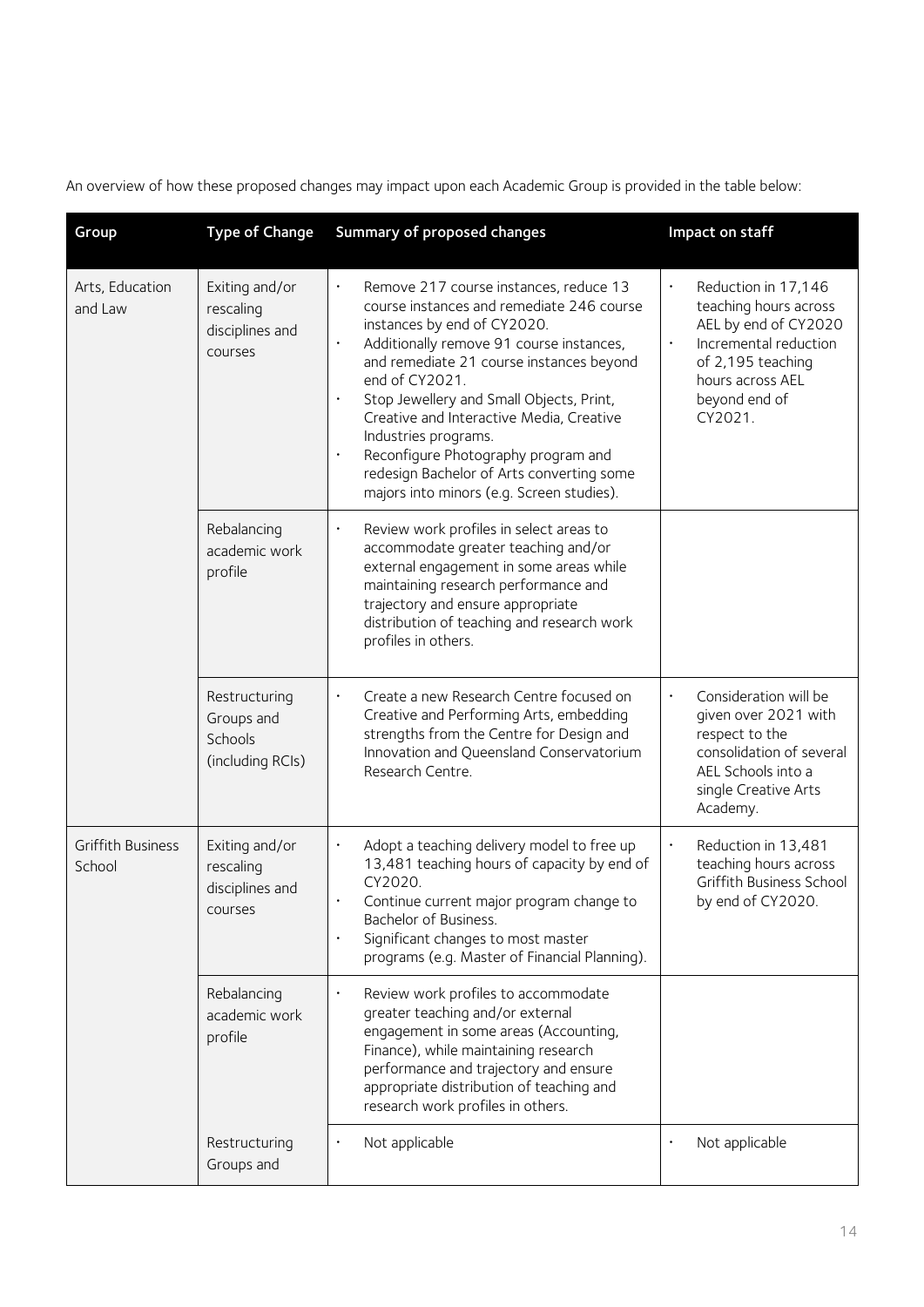An overview of how these proposed changes may impact upon each Academic Group is provided in the table below:

| Group | Type of Change | Summary of proposed changes | Impact on staff |
|---|---|---|---|
| Arts, Education and Law | Exiting and/or rescaling disciplines and courses | • Remove 217 course instances, reduce 13 course instances and remediate 246 course instances by end of CY2020.<br>• Additionally remove 91 course instances, and remediate 21 course instances beyond end of CY2021.<br>• Stop Jewellery and Small Objects, Print, Creative and Interactive Media, Creative Industries programs.<br>• Reconfigure Photography program and redesign Bachelor of Arts converting some majors into minors (e.g. Screen studies). | • Reduction in 17,146 teaching hours across AEL by end of CY2020<br>• Incremental reduction of 2,195 teaching hours across AEL beyond end of CY2021. |
| | Rebalancing academic work profile | • Review work profiles in select areas to accommodate greater teaching and/or external engagement in some areas while maintaining research performance and trajectory and ensure appropriate distribution of teaching and research work profiles in others. | |
| | Restructuring Groups and Schools (including RCIs) | • Create a new Research Centre focused on Creative and Performing Arts, embedding strengths from the Centre for Design and Innovation and Queensland Conservatorium Research Centre. | • Consideration will be given over 2021 with respect to the consolidation of several AEL Schools into a single Creative Arts Academy. |
| Griffith Business School | Exiting and/or rescaling disciplines and courses | • Adopt a teaching delivery model to free up 13,481 teaching hours of capacity by end of CY2020.<br>• Continue current major program change to Bachelor of Business.<br>• Significant changes to most master programs (e.g. Master of Financial Planning). | • Reduction in 13,481 teaching hours across Griffith Business School by end of CY2020. |
| | Rebalancing academic work profile | • Review work profiles to accommodate greater teaching and/or external engagement in some areas (Accounting, Finance), while maintaining research performance and trajectory and ensure appropriate distribution of teaching and research work profiles in others. | |
| | Restructuring Groups and | • Not applicable | • Not applicable |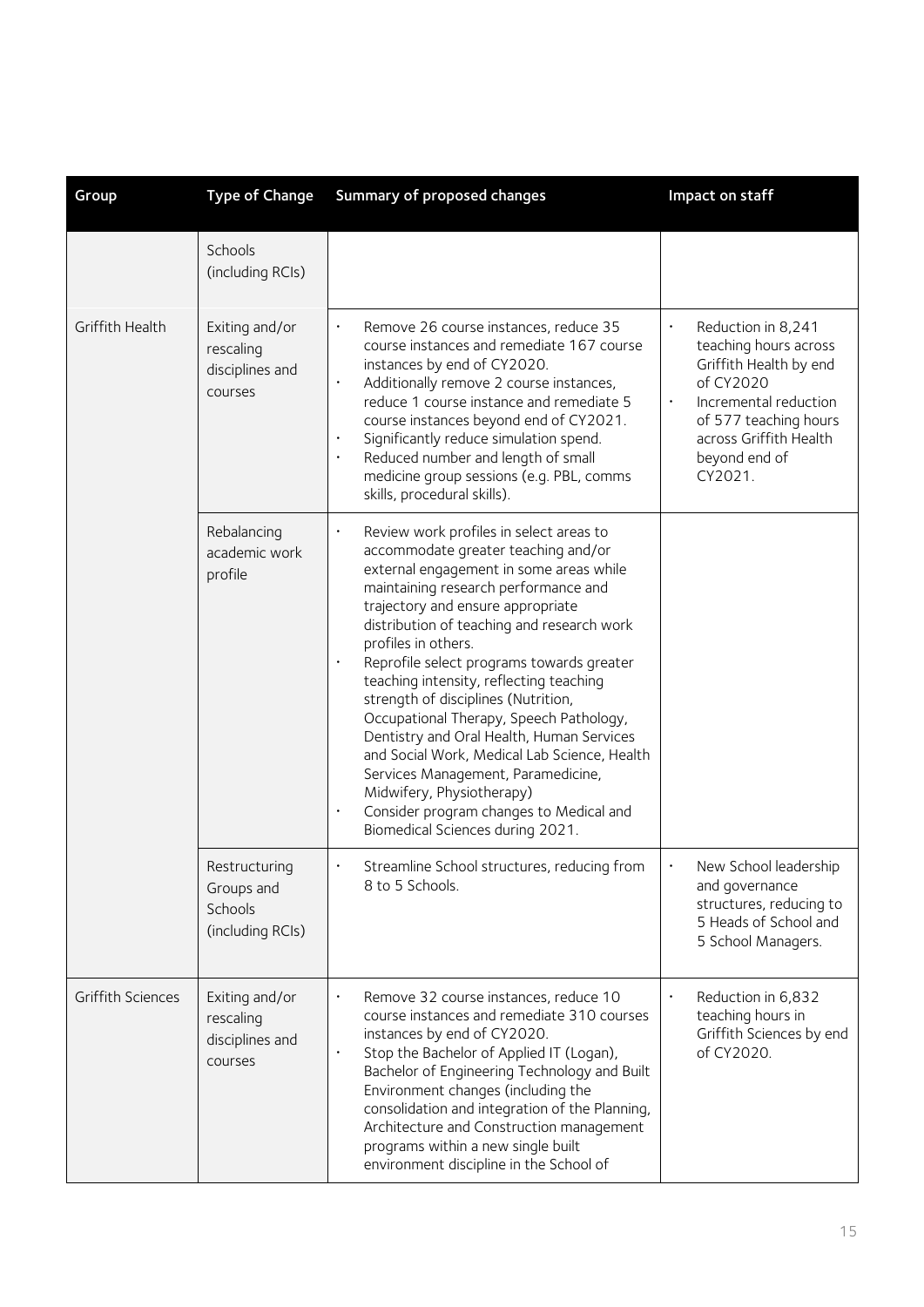| Group | Type of Change | Summary of proposed changes | Impact on staff |
|---|---|---|---|
| | Schools (including RCIs) | | |
| Griffith Health | Exiting and/or rescaling disciplines and courses | • Remove 26 course instances, reduce 35 course instances and remediate 167 course instances by end of CY2020.<br>• Additionally remove 2 course instances, reduce 1 course instance and remediate 5 course instances beyond end of CY2021.<br>• Significantly reduce simulation spend.<br>• Reduced number and length of small medicine group sessions (e.g. PBL, comms skills, procedural skills). | • Reduction in 8,241 teaching hours across Griffith Health by end of CY2020<br>• Incremental reduction of 577 teaching hours across Griffith Health beyond end of CY2021. |
| | Rebalancing academic work profile | • Review work profiles in select areas to accommodate greater teaching and/or external engagement in some areas while maintaining research performance and trajectory and ensure appropriate distribution of teaching and research work profiles in others.<br>• Reprofile select programs towards greater teaching intensity, reflecting teaching strength of disciplines (Nutrition, Occupational Therapy, Speech Pathology, Dentistry and Oral Health, Human Services and Social Work, Medical Lab Science, Health Services Management, Paramedicine, Midwifery, Physiotherapy)<br>• Consider program changes to Medical and Biomedical Sciences during 2021. | |
| | Restructuring Groups and Schools (including RCIs) | • Streamline School structures, reducing from 8 to 5 Schools. | • New School leadership and governance structures, reducing to 5 Heads of School and 5 School Managers. |
| Griffith Sciences | Exiting and/or rescaling disciplines and courses | • Remove 32 course instances, reduce 10 course instances and remediate 310 courses instances by end of CY2020.<br>• Stop the Bachelor of Applied IT (Logan), Bachelor of Engineering Technology and Built Environment changes (including the consolidation and integration of the Planning, Architecture and Construction management programs within a new single built environment discipline in the School of | • Reduction in 6,832 teaching hours in Griffith Sciences by end of CY2020. |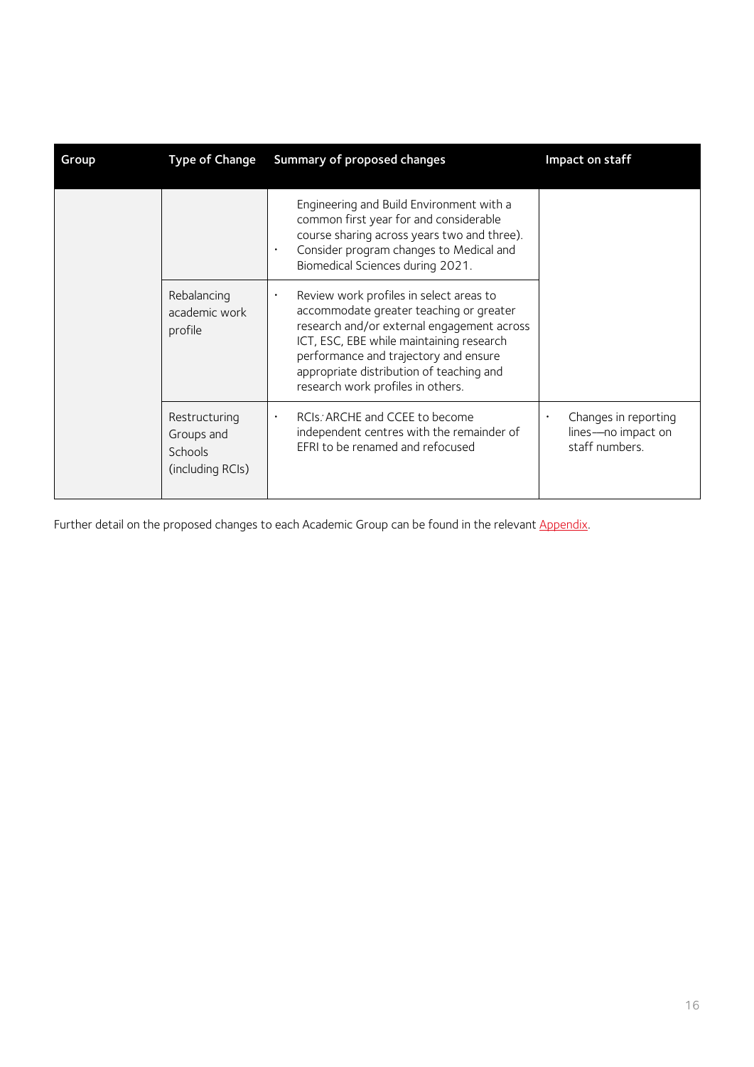| Group | Type of Change | Summary of proposed changes | Impact on staff |
|---|---|---|---|
| | | Engineering and Build Environment with a common first year for and considerable course sharing across years two and three).<br>• Consider program changes to Medical and Biomedical Sciences during 2021. | |
| | Rebalancing academic work profile | • Review work profiles in select areas to accommodate greater teaching or greater research and/or external engagement across ICT, ESC, EBE while maintaining research performance and trajectory and ensure appropriate distribution of teaching and research work profiles in others. | |
| | Restructuring Groups and Schools (including RCIs) | • RCIs: ARCHE and CCEE to become independent centres with the remainder of EFRI to be renamed and refocused | • Changes in reporting lines—no impact on staff numbers. |

Further detail on the proposed changes to each Academic Group can be found in the relevant Appendix.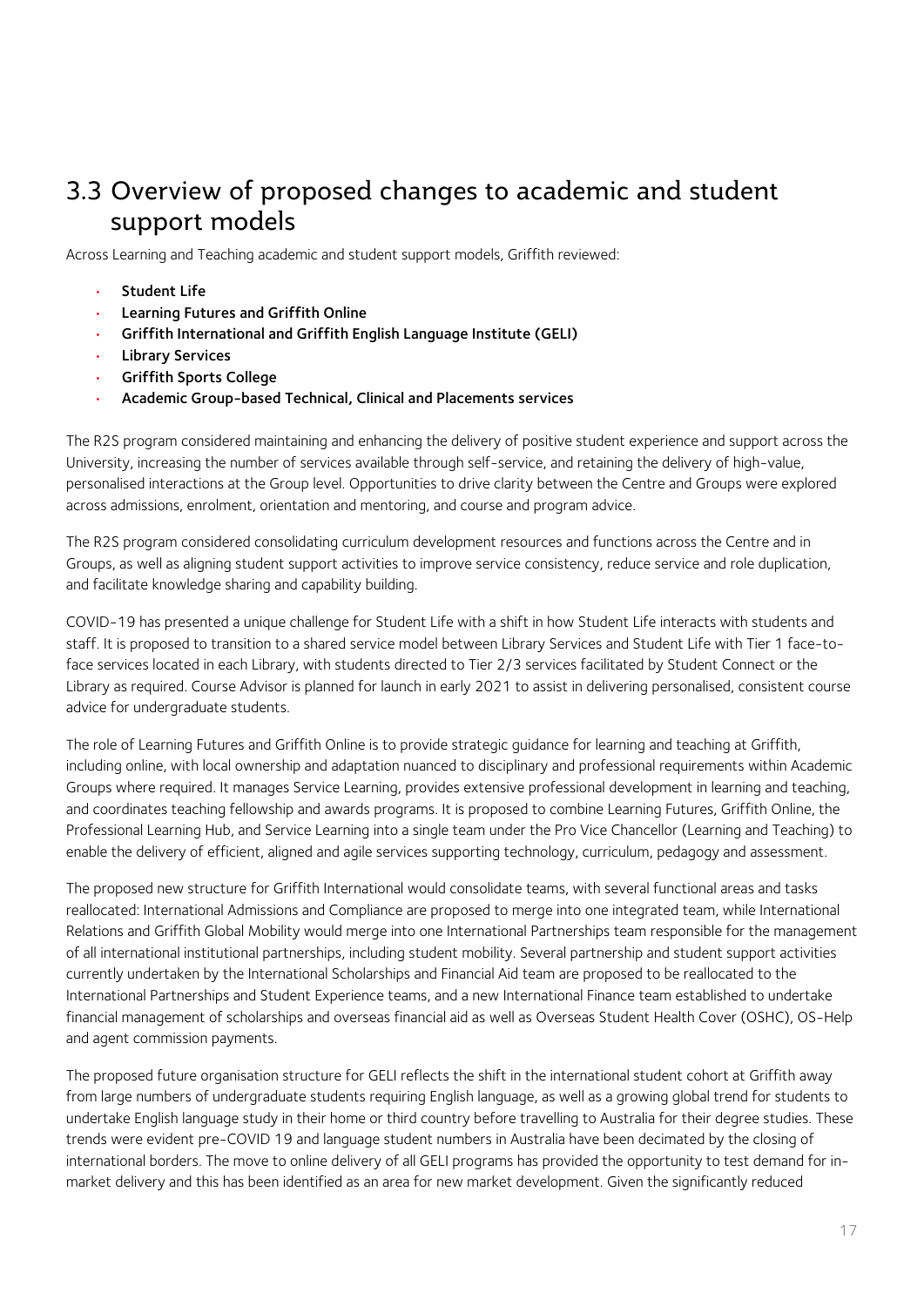## 3.3 Overview of proposed changes to academic and student support models

Across Learning and Teaching academic and student support models, Griffith reviewed:

- **Student Life**
- **Learning Futures and Griffith Online**
- **Griffith International and Griffith English Language Institute (GELI)**
- **Library Services**
- **Griffith Sports College**
- **Academic Group-based Technical, Clinical and Placements services**

The R2S program considered maintaining and enhancing the delivery of positive student experience and support across the University, increasing the number of services available through self-service, and retaining the delivery of high-value, personalised interactions at the Group level. Opportunities to drive clarity between the Centre and Groups were explored across admissions, enrolment, orientation and mentoring, and course and program advice.

The R2S program considered consolidating curriculum development resources and functions across the Centre and in Groups, as well as aligning student support activities to improve service consistency, reduce service and role duplication, and facilitate knowledge sharing and capability building.

COVID-19 has presented a unique challenge for Student Life with a shift in how Student Life interacts with students and staff. It is proposed to transition to a shared service model between Library Services and Student Life with Tier 1 face-to-face services located in each Library, with students directed to Tier 2/3 services facilitated by Student Connect or the Library as required. Course Advisor is planned for launch in early 2021 to assist in delivering personalised, consistent course advice for undergraduate students.

The role of Learning Futures and Griffith Online is to provide strategic guidance for learning and teaching at Griffith, including online, with local ownership and adaptation nuanced to disciplinary and professional requirements within Academic Groups where required. It manages Service Learning, provides extensive professional development in learning and teaching, and coordinates teaching fellowship and awards programs. It is proposed to combine Learning Futures, Griffith Online, the Professional Learning Hub, and Service Learning into a single team under the Pro Vice Chancellor (Learning and Teaching) to enable the delivery of efficient, aligned and agile services supporting technology, curriculum, pedagogy and assessment.

The proposed new structure for Griffith International would consolidate teams, with several functional areas and tasks reallocated: International Admissions and Compliance are proposed to merge into one integrated team, while International Relations and Griffith Global Mobility would merge into one International Partnerships team responsible for the management of all international institutional partnerships, including student mobility. Several partnership and student support activities currently undertaken by the International Scholarships and Financial Aid team are proposed to be reallocated to the International Partnerships and Student Experience teams, and a new International Finance team established to undertake financial management of scholarships and overseas financial aid as well as Overseas Student Health Cover (OSHC), OS-Help and agent commission payments.

The proposed future organisation structure for GELI reflects the shift in the international student cohort at Griffith away from large numbers of undergraduate students requiring English language, as well as a growing global trend for students to undertake English language study in their home or third country before travelling to Australia for their degree studies. These trends were evident pre-COVID 19 and language student numbers in Australia have been decimated by the closing of international borders. The move to online delivery of all GELI programs has provided the opportunity to test demand for in-market delivery and this has been identified as an area for new market development. Given the significantly reduced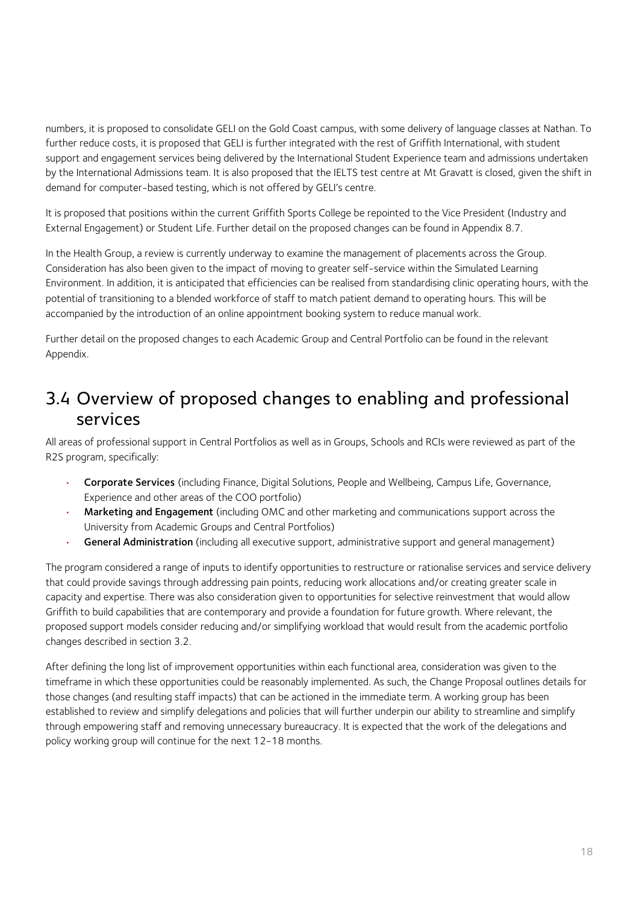numbers, it is proposed to consolidate GELI on the Gold Coast campus, with some delivery of language classes at Nathan. To further reduce costs, it is proposed that GELI is further integrated with the rest of Griffith International, with student support and engagement services being delivered by the International Student Experience team and admissions undertaken by the International Admissions team. It is also proposed that the IELTS test centre at Mt Gravatt is closed, given the shift in demand for computer-based testing, which is not offered by GELI's centre.

It is proposed that positions within the current Griffith Sports College be repointed to the Vice President (Industry and External Engagement) or Student Life. Further detail on the proposed changes can be found in Appendix 8.7.

In the Health Group, a review is currently underway to examine the management of placements across the Group. Consideration has also been given to the impact of moving to greater self-service within the Simulated Learning Environment. In addition, it is anticipated that efficiencies can be realised from standardising clinic operating hours, with the potential of transitioning to a blended workforce of staff to match patient demand to operating hours. This will be accompanied by the introduction of an online appointment booking system to reduce manual work.

Further detail on the proposed changes to each Academic Group and Central Portfolio can be found in the relevant Appendix.

## 3.4 Overview of proposed changes to enabling and professional services

All areas of professional support in Central Portfolios as well as in Groups, Schools and RCIs were reviewed as part of the R2S program, specifically:

- **Corporate Services** (including Finance, Digital Solutions, People and Wellbeing, Campus Life, Governance, Experience and other areas of the COO portfolio)
- **Marketing and Engagement** (including OMC and other marketing and communications support across the University from Academic Groups and Central Portfolios)
- **General Administration** (including all executive support, administrative support and general management)

The program considered a range of inputs to identify opportunities to restructure or rationalise services and service delivery that could provide savings through addressing pain points, reducing work allocations and/or creating greater scale in capacity and expertise. There was also consideration given to opportunities for selective reinvestment that would allow Griffith to build capabilities that are contemporary and provide a foundation for future growth. Where relevant, the proposed support models consider reducing and/or simplifying workload that would result from the academic portfolio changes described in section 3.2.

After defining the long list of improvement opportunities within each functional area, consideration was given to the timeframe in which these opportunities could be reasonably implemented. As such, the Change Proposal outlines details for those changes (and resulting staff impacts) that can be actioned in the immediate term. A working group has been established to review and simplify delegations and policies that will further underpin our ability to streamline and simplify through empowering staff and removing unnecessary bureaucracy. It is expected that the work of the delegations and policy working group will continue for the next 12-18 months.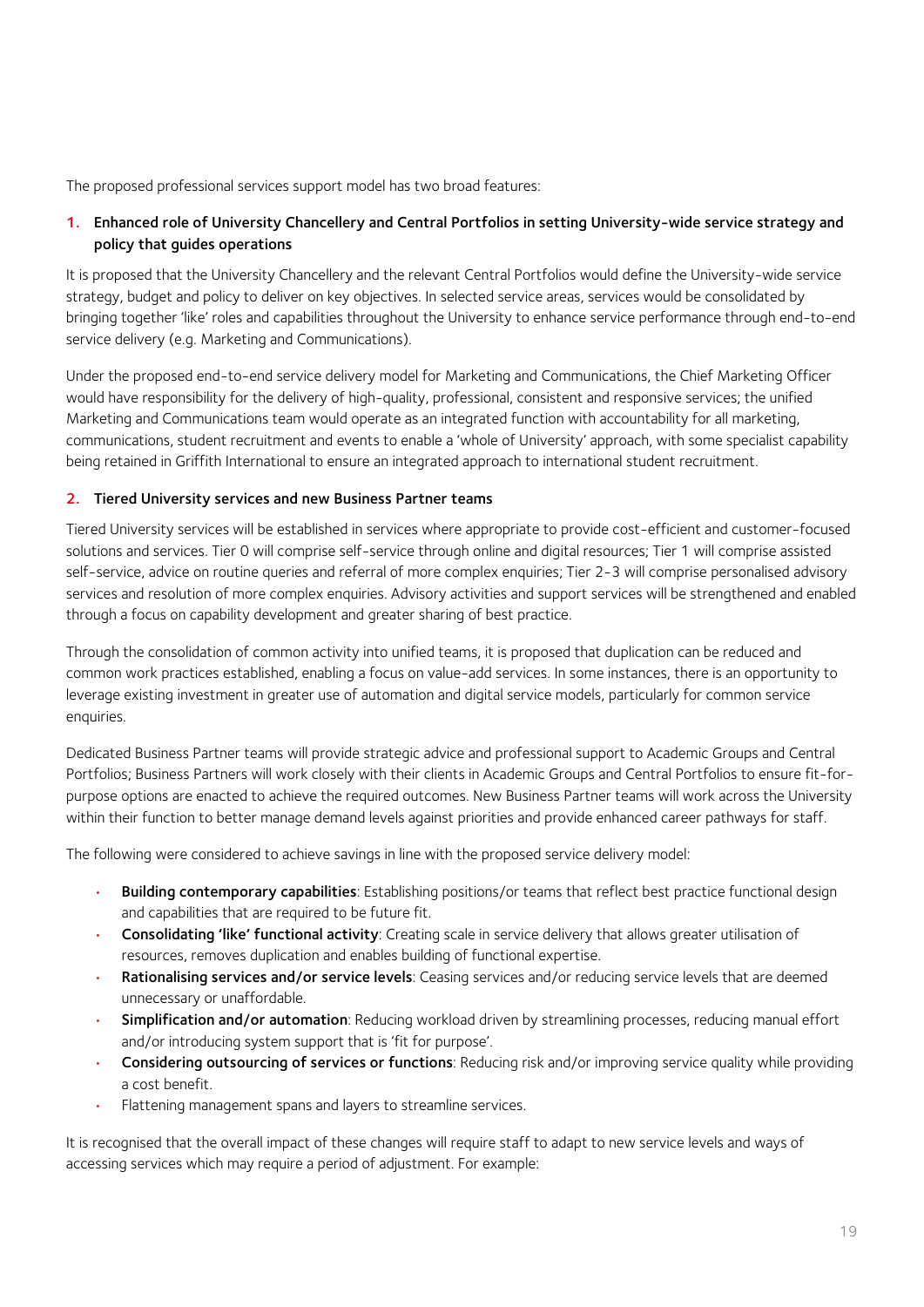The proposed professional services support model has two broad features:

1. **Enhanced role of University Chancellery and Central Portfolios in setting University-wide service strategy and policy that guides operations**

It is proposed that the University Chancellery and the relevant Central Portfolios would define the University-wide service strategy, budget and policy to deliver on key objectives. In selected service areas, services would be consolidated by bringing together 'like' roles and capabilities throughout the University to enhance service performance through end-to-end service delivery (e.g. Marketing and Communications).

Under the proposed end-to-end service delivery model for Marketing and Communications, the Chief Marketing Officer would have responsibility for the delivery of high-quality, professional, consistent and responsive services; the unified Marketing and Communications team would operate as an integrated function with accountability for all marketing, communications, student recruitment and events to enable a 'whole of University' approach, with some specialist capability being retained in Griffith International to ensure an integrated approach to international student recruitment.

2. **Tiered University services and new Business Partner teams**

Tiered University services will be established in services where appropriate to provide cost-efficient and customer-focused solutions and services. Tier 0 will comprise self-service through online and digital resources; Tier 1 will comprise assisted self-service, advice on routine queries and referral of more complex enquiries; Tier 2-3 will comprise personalised advisory services and resolution of more complex enquiries. Advisory activities and support services will be strengthened and enabled through a focus on capability development and greater sharing of best practice.

Through the consolidation of common activity into unified teams, it is proposed that duplication can be reduced and common work practices established, enabling a focus on value-add services. In some instances, there is an opportunity to leverage existing investment in greater use of automation and digital service models, particularly for common service enquiries.

Dedicated Business Partner teams will provide strategic advice and professional support to Academic Groups and Central Portfolios; Business Partners will work closely with their clients in Academic Groups and Central Portfolios to ensure fit-for-purpose options are enacted to achieve the required outcomes. New Business Partner teams will work across the University within their function to better manage demand levels against priorities and provide enhanced career pathways for staff.

The following were considered to achieve savings in line with the proposed service delivery model:

- **Building contemporary capabilities**: Establishing positions/or teams that reflect best practice functional design and capabilities that are required to be future fit.
- **Consolidating 'like' functional activity**: Creating scale in service delivery that allows greater utilisation of resources, removes duplication and enables building of functional expertise.
- **Rationalising services and/or service levels**: Ceasing services and/or reducing service levels that are deemed unnecessary or unaffordable.
- **Simplification and/or automation**: Reducing workload driven by streamlining processes, reducing manual effort and/or introducing system support that is 'fit for purpose'.
- **Considering outsourcing of services or functions**: Reducing risk and/or improving service quality while providing a cost benefit.
- Flattening management spans and layers to streamline services.

It is recognised that the overall impact of these changes will require staff to adapt to new service levels and ways of accessing services which may require a period of adjustment. For example: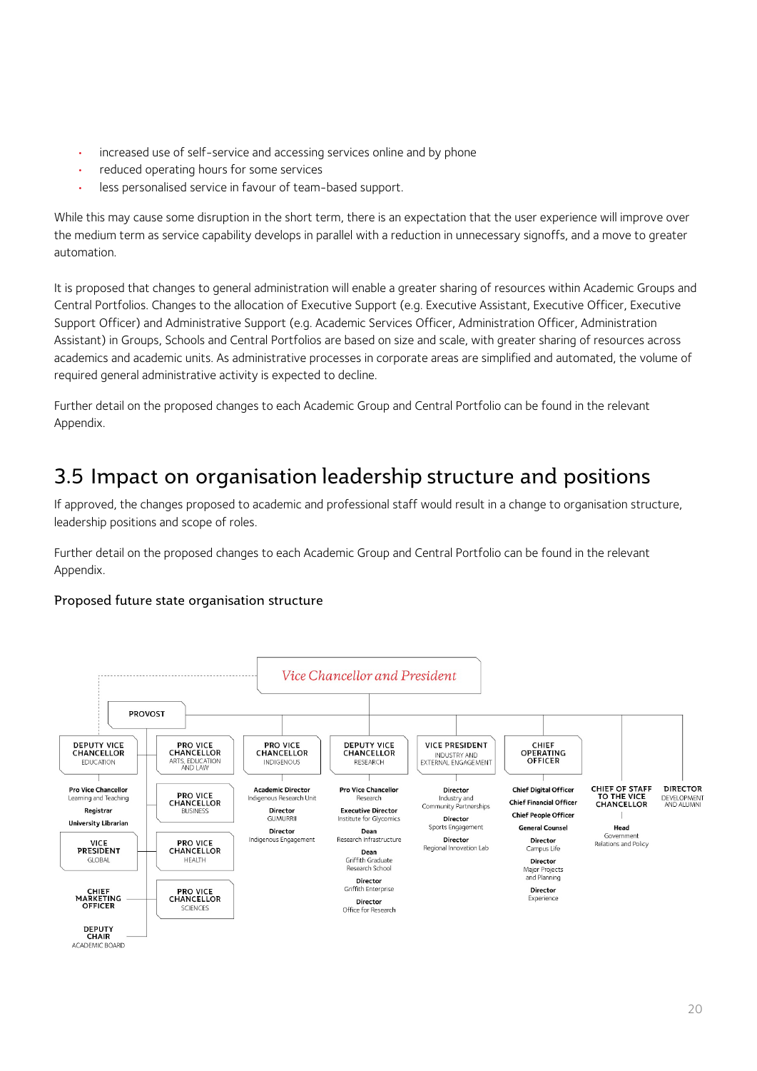- increased use of self-service and accessing services online and by phone
- reduced operating hours for some services
- less personalised service in favour of team-based support.

While this may cause some disruption in the short term, there is an expectation that the user experience will improve over the medium term as service capability develops in parallel with a reduction in unnecessary signoffs, and a move to greater automation.

It is proposed that changes to general administration will enable a greater sharing of resources within Academic Groups and Central Portfolios. Changes to the allocation of Executive Support (e.g. Executive Assistant, Executive Officer, Executive Support Officer) and Administrative Support (e.g. Academic Services Officer, Administration Officer, Administration Assistant) in Groups, Schools and Central Portfolios are based on size and scale, with greater sharing of resources across academics and academic units. As administrative processes in corporate areas are simplified and automated, the volume of required general administrative activity is expected to decline.

Further detail on the proposed changes to each Academic Group and Central Portfolio can be found in the relevant Appendix.

## 3.5 Impact on organisation leadership structure and positions

If approved, the changes proposed to academic and professional staff would result in a change to organisation structure, leadership positions and scope of roles.

Further detail on the proposed changes to each Academic Group and Central Portfolio can be found in the relevant Appendix.

### Proposed future state organisation structure

*Vice Chancellor and President*

PROVOST

- **DEPUTY VICE CHANCELLOR** EDUCATION
  - **Pro Vice Chancellor** Learning and Teaching
  - **Registrar**
  - **University Librarian**
- **VICE PRESIDENT** GLOBAL
- **CHIEF MARKETING OFFICER**
- **DEPUTY CHAIR** ACADEMIC BOARD
- **PRO VICE CHANCELLOR** ARTS, EDUCATION AND LAW
- **PRO VICE CHANCELLOR** BUSINESS
- **PRO VICE CHANCELLOR** HEALTH
- **PRO VICE CHANCELLOR** SCIENCES

- **PRO VICE CHANCELLOR** INDIGENOUS
  - **Academic Director** Indigenous Research Unit
  - **Director** GUMURRII
  - **Director** Indigenous Engagement
- **DEPUTY VICE CHANCELLOR** RESEARCH
  - **Pro Vice Chancellor** Research
  - **Executive Director** Institute for Glycomics
  - **Dean** Research Infrastructure
  - **Dean** Griffith Graduate Research School
  - **Director** Griffith Enterprise
  - **Director** Office for Research
- **VICE PRESIDENT** INDUSTRY AND EXTERNAL ENGAGEMENT
  - **Director** Industry and Community Partnerships
  - **Director** Sports Engagement
  - **Director** Regional Innovation Lab
- **CHIEF OPERATING OFFICER**
  - **Chief Digital Officer**
  - **Chief Financial Officer**
  - **Chief People Officer**
  - **General Counsel**
  - **Director** Campus Life
  - **Director** Major Projects and Planning
  - **Director** Experience
- **CHIEF OF STAFF TO THE VICE CHANCELLOR**
  - **Head** Government Relations and Policy
- **DIRECTOR** DEVELOPMENT AND ALUMNI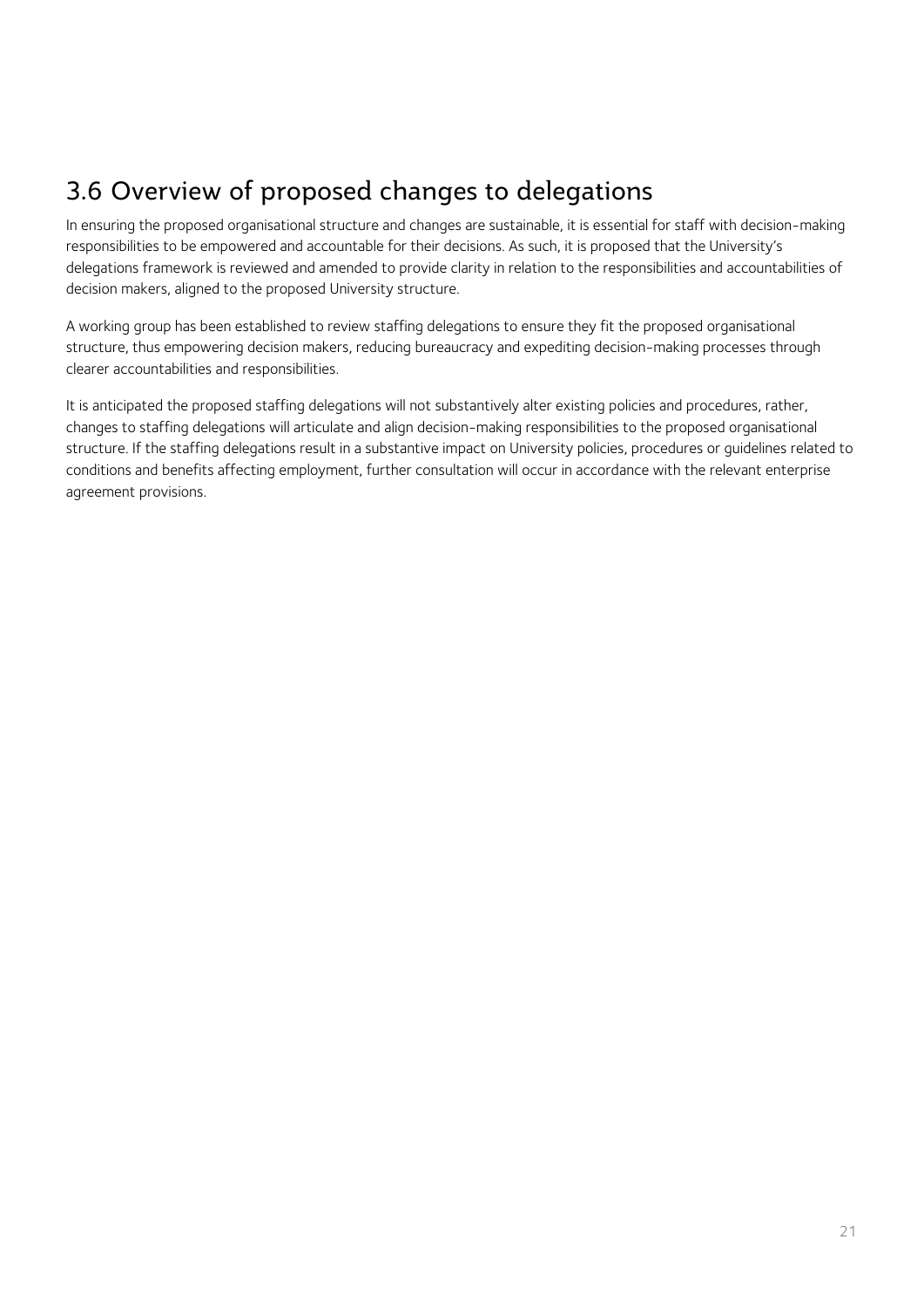## 3.6 Overview of proposed changes to delegations

In ensuring the proposed organisational structure and changes are sustainable, it is essential for staff with decision-making responsibilities to be empowered and accountable for their decisions. As such, it is proposed that the University's delegations framework is reviewed and amended to provide clarity in relation to the responsibilities and accountabilities of decision makers, aligned to the proposed University structure.

A working group has been established to review staffing delegations to ensure they fit the proposed organisational structure, thus empowering decision makers, reducing bureaucracy and expediting decision-making processes through clearer accountabilities and responsibilities.

It is anticipated the proposed staffing delegations will not substantively alter existing policies and procedures, rather, changes to staffing delegations will articulate and align decision-making responsibilities to the proposed organisational structure. If the staffing delegations result in a substantive impact on University policies, procedures or guidelines related to conditions and benefits affecting employment, further consultation will occur in accordance with the relevant enterprise agreement provisions.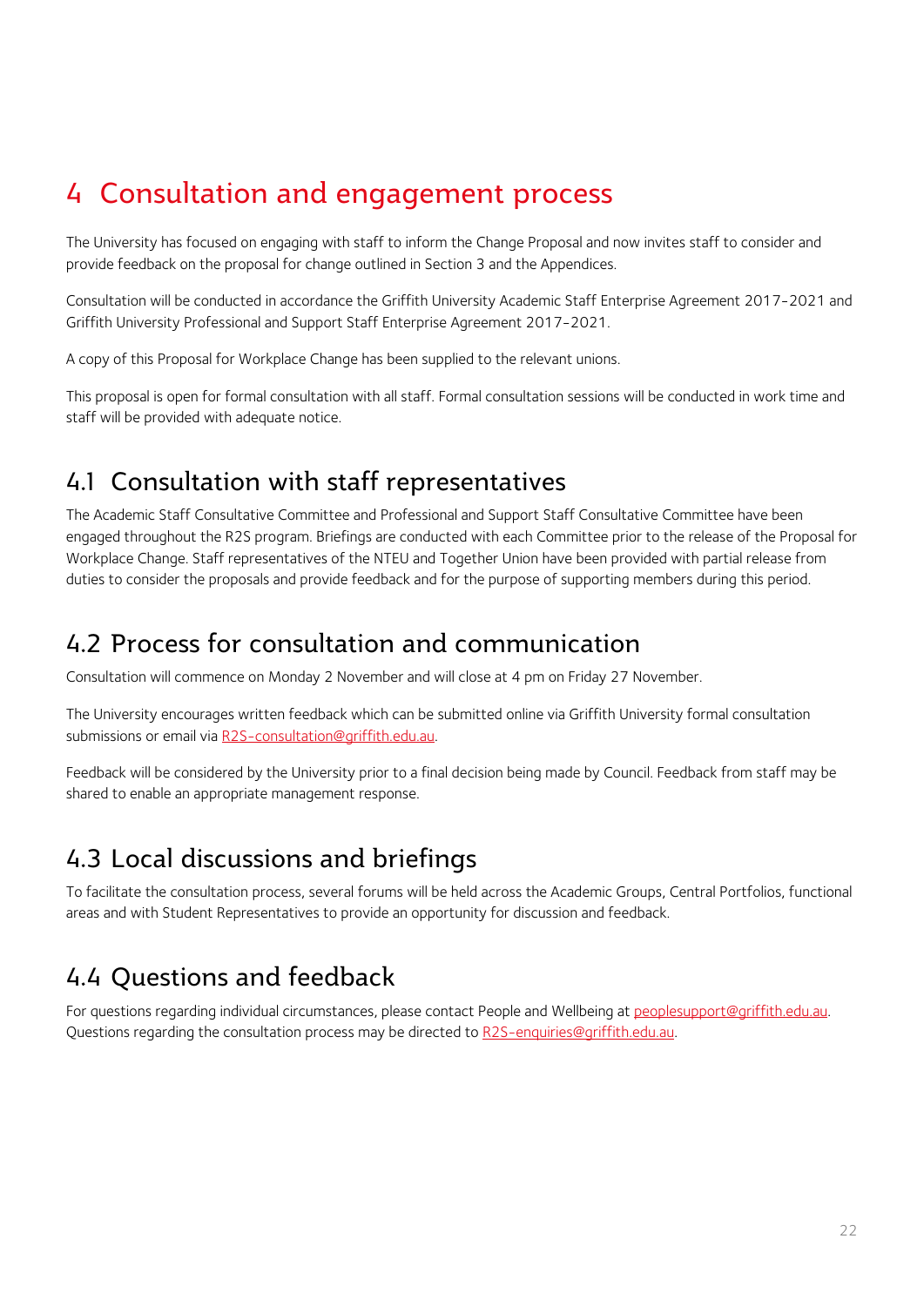# 4 Consultation and engagement process

The University has focused on engaging with staff to inform the Change Proposal and now invites staff to consider and provide feedback on the proposal for change outlined in Section 3 and the Appendices.

Consultation will be conducted in accordance the Griffith University Academic Staff Enterprise Agreement 2017-2021 and Griffith University Professional and Support Staff Enterprise Agreement 2017-2021.

A copy of this Proposal for Workplace Change has been supplied to the relevant unions.

This proposal is open for formal consultation with all staff. Formal consultation sessions will be conducted in work time and staff will be provided with adequate notice.

## 4.1 Consultation with staff representatives

The Academic Staff Consultative Committee and Professional and Support Staff Consultative Committee have been engaged throughout the R2S program. Briefings are conducted with each Committee prior to the release of the Proposal for Workplace Change. Staff representatives of the NTEU and Together Union have been provided with partial release from duties to consider the proposals and provide feedback and for the purpose of supporting members during this period.

## 4.2 Process for consultation and communication

Consultation will commence on Monday 2 November and will close at 4 pm on Friday 27 November.

The University encourages written feedback which can be submitted online via Griffith University formal consultation submissions or email via R2S-consultation@griffith.edu.au.

Feedback will be considered by the University prior to a final decision being made by Council. Feedback from staff may be shared to enable an appropriate management response.

## 4.3 Local discussions and briefings

To facilitate the consultation process, several forums will be held across the Academic Groups, Central Portfolios, functional areas and with Student Representatives to provide an opportunity for discussion and feedback.

## 4.4 Questions and feedback

For questions regarding individual circumstances, please contact People and Wellbeing at peoplesupport@griffith.edu.au. Questions regarding the consultation process may be directed to R2S-enquiries@griffith.edu.au.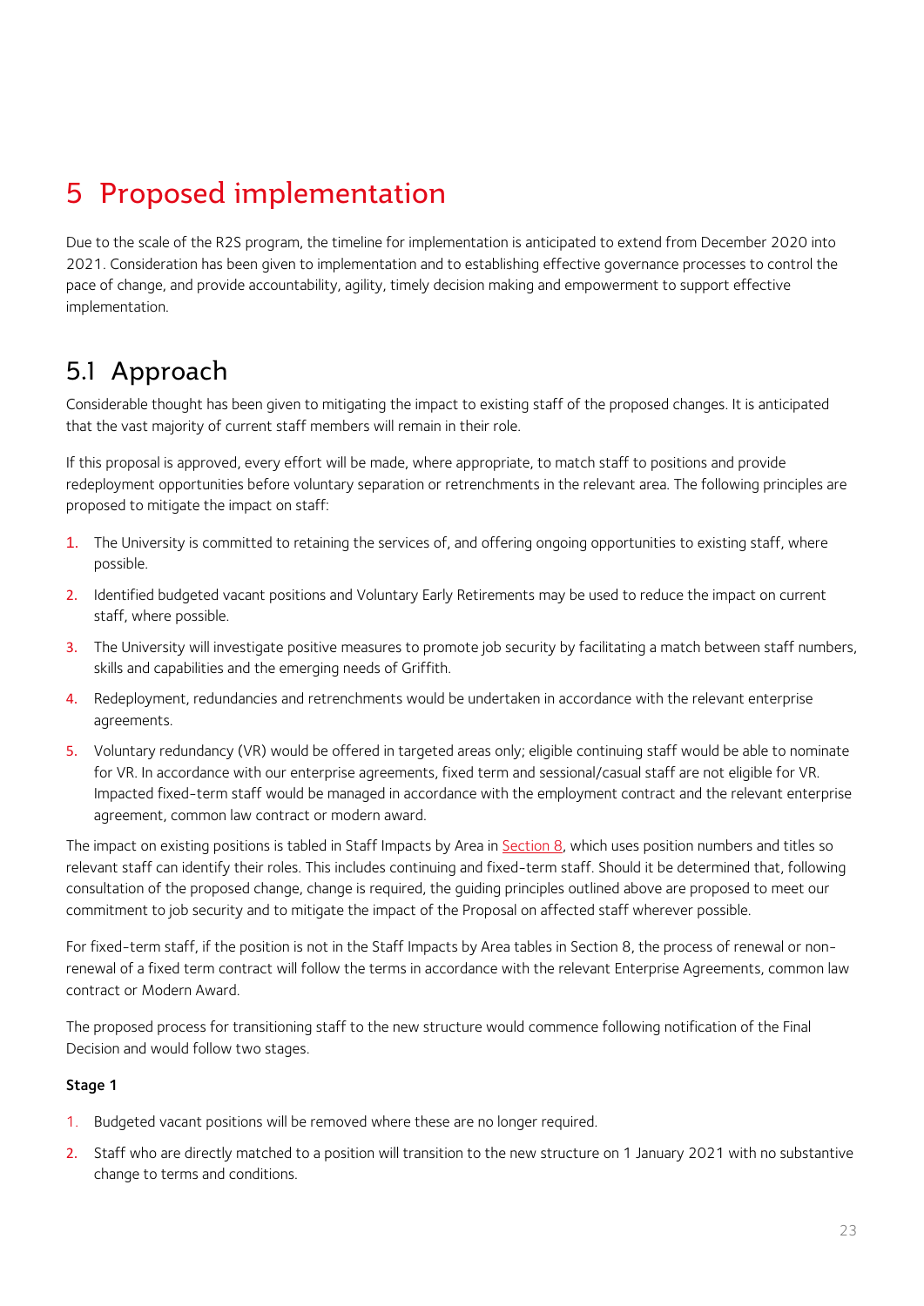# 5 Proposed implementation

Due to the scale of the R2S program, the timeline for implementation is anticipated to extend from December 2020 into 2021. Consideration has been given to implementation and to establishing effective governance processes to control the pace of change, and provide accountability, agility, timely decision making and empowerment to support effective implementation.

## 5.1 Approach

Considerable thought has been given to mitigating the impact to existing staff of the proposed changes. It is anticipated that the vast majority of current staff members will remain in their role.

If this proposal is approved, every effort will be made, where appropriate, to match staff to positions and provide redeployment opportunities before voluntary separation or retrenchments in the relevant area. The following principles are proposed to mitigate the impact on staff:

1. The University is committed to retaining the services of, and offering ongoing opportunities to existing staff, where possible.
2. Identified budgeted vacant positions and Voluntary Early Retirements may be used to reduce the impact on current staff, where possible.
3. The University will investigate positive measures to promote job security by facilitating a match between staff numbers, skills and capabilities and the emerging needs of Griffith.
4. Redeployment, redundancies and retrenchments would be undertaken in accordance with the relevant enterprise agreements.
5. Voluntary redundancy (VR) would be offered in targeted areas only; eligible continuing staff would be able to nominate for VR. In accordance with our enterprise agreements, fixed term and sessional/casual staff are not eligible for VR. Impacted fixed-term staff would be managed in accordance with the employment contract and the relevant enterprise agreement, common law contract or modern award.

The impact on existing positions is tabled in Staff Impacts by Area in Section 8, which uses position numbers and titles so relevant staff can identify their roles. This includes continuing and fixed-term staff. Should it be determined that, following consultation of the proposed change, change is required, the guiding principles outlined above are proposed to meet our commitment to job security and to mitigate the impact of the Proposal on affected staff wherever possible.

For fixed-term staff, if the position is not in the Staff Impacts by Area tables in Section 8, the process of renewal or non-renewal of a fixed term contract will follow the terms in accordance with the relevant Enterprise Agreements, common law contract or Modern Award.

The proposed process for transitioning staff to the new structure would commence following notification of the Final Decision and would follow two stages.

**Stage 1**

1. Budgeted vacant positions will be removed where these are no longer required.
2. Staff who are directly matched to a position will transition to the new structure on 1 January 2021 with no substantive change to terms and conditions.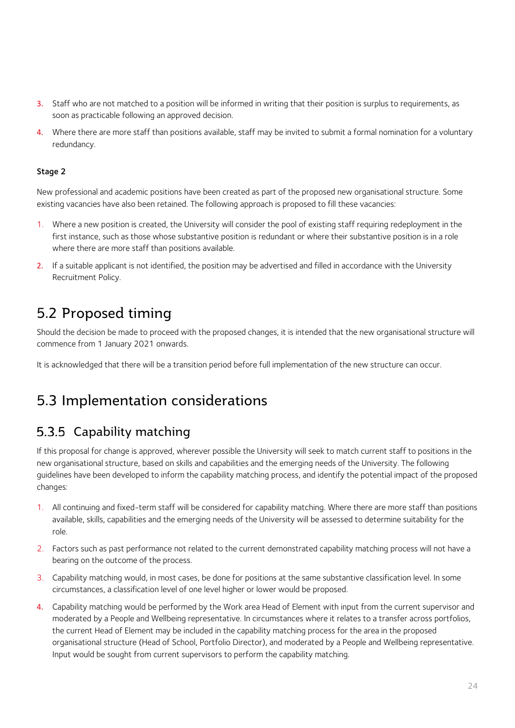3. Staff who are not matched to a position will be informed in writing that their position is surplus to requirements, as soon as practicable following an approved decision.
4. Where there are more staff than positions available, staff may be invited to submit a formal nomination for a voluntary redundancy.

**Stage 2**

New professional and academic positions have been created as part of the proposed new organisational structure. Some existing vacancies have also been retained. The following approach is proposed to fill these vacancies:

1. Where a new position is created, the University will consider the pool of existing staff requiring redeployment in the first instance, such as those whose substantive position is redundant or where their substantive position is in a role where there are more staff than positions available.
2. If a suitable applicant is not identified, the position may be advertised and filled in accordance with the University Recruitment Policy.

## 5.2 Proposed timing

Should the decision be made to proceed with the proposed changes, it is intended that the new organisational structure will commence from 1 January 2021 onwards.

It is acknowledged that there will be a transition period before full implementation of the new structure can occur.

## 5.3 Implementation considerations

### 5.3.5 Capability matching

If this proposal for change is approved, wherever possible the University will seek to match current staff to positions in the new organisational structure, based on skills and capabilities and the emerging needs of the University. The following guidelines have been developed to inform the capability matching process, and identify the potential impact of the proposed changes:

1. All continuing and fixed-term staff will be considered for capability matching. Where there are more staff than positions available, skills, capabilities and the emerging needs of the University will be assessed to determine suitability for the role.
2. Factors such as past performance not related to the current demonstrated capability matching process will not have a bearing on the outcome of the process.
3. Capability matching would, in most cases, be done for positions at the same substantive classification level. In some circumstances, a classification level of one level higher or lower would be proposed.
4. Capability matching would be performed by the Work area Head of Element with input from the current supervisor and moderated by a People and Wellbeing representative. In circumstances where it relates to a transfer across portfolios, the current Head of Element may be included in the capability matching process for the area in the proposed organisational structure (Head of School, Portfolio Director), and moderated by a People and Wellbeing representative. Input would be sought from current supervisors to perform the capability matching.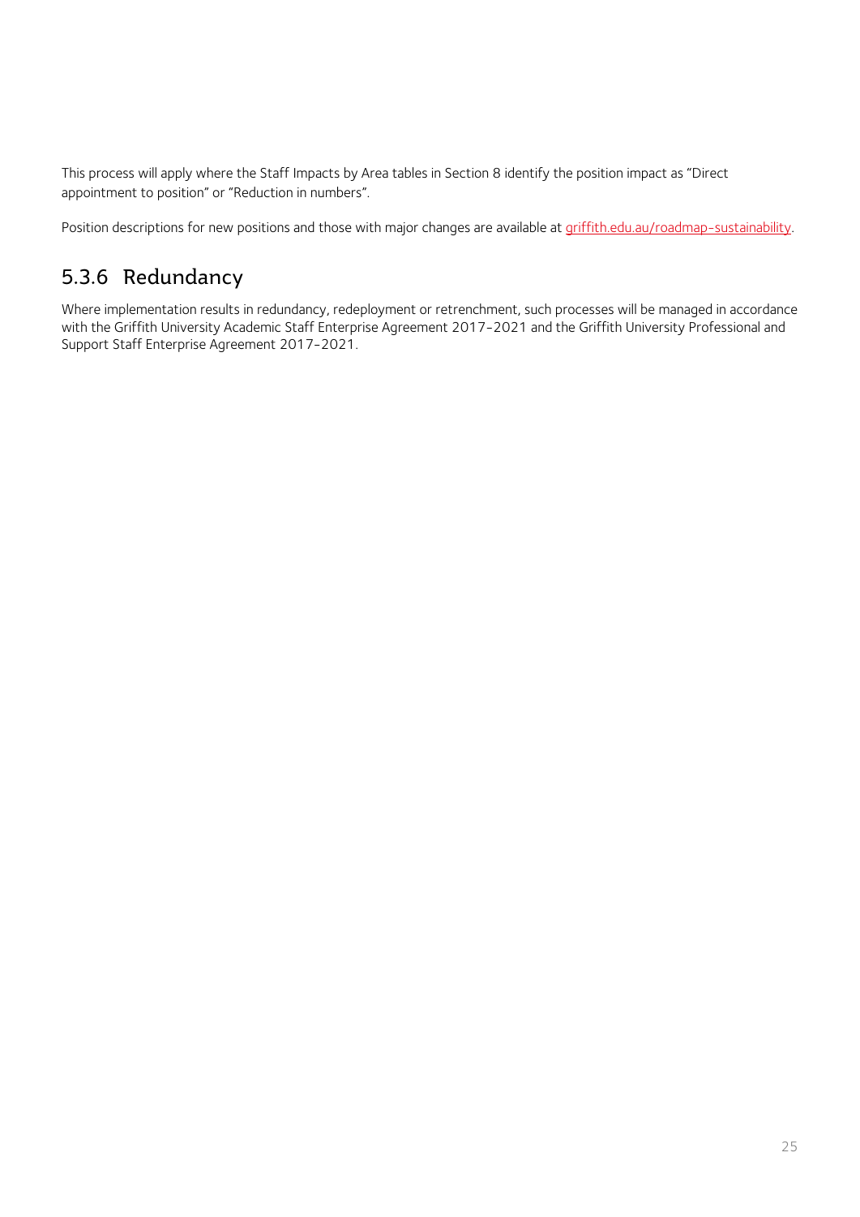This process will apply where the Staff Impacts by Area tables in Section 8 identify the position impact as "Direct appointment to position" or "Reduction in numbers".

Position descriptions for new positions and those with major changes are available at [griffith.edu.au/roadmap-sustainability](griffith.edu.au/roadmap-sustainability).

### 5.3.6 Redundancy

Where implementation results in redundancy, redeployment or retrenchment, such processes will be managed in accordance with the Griffith University Academic Staff Enterprise Agreement 2017-2021 and the Griffith University Professional and Support Staff Enterprise Agreement 2017-2021.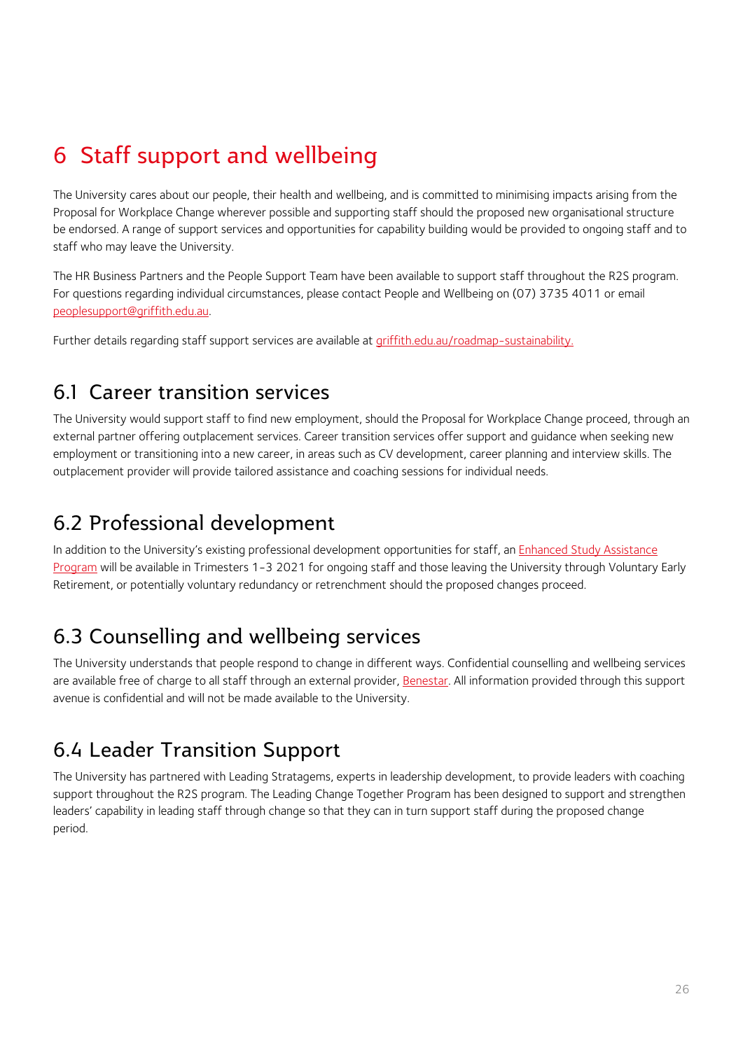# 6 Staff support and wellbeing

The University cares about our people, their health and wellbeing, and is committed to minimising impacts arising from the Proposal for Workplace Change wherever possible and supporting staff should the proposed new organisational structure be endorsed. A range of support services and opportunities for capability building would be provided to ongoing staff and to staff who may leave the University.

The HR Business Partners and the People Support Team have been available to support staff throughout the R2S program. For questions regarding individual circumstances, please contact People and Wellbeing on (07) 3735 4011 or email peoplesupport@griffith.edu.au.

Further details regarding staff support services are available at griffith.edu.au/roadmap-sustainability.

## 6.1 Career transition services

The University would support staff to find new employment, should the Proposal for Workplace Change proceed, through an external partner offering outplacement services. Career transition services offer support and guidance when seeking new employment or transitioning into a new career, in areas such as CV development, career planning and interview skills. The outplacement provider will provide tailored assistance and coaching sessions for individual needs.

## 6.2 Professional development

In addition to the University's existing professional development opportunities for staff, an Enhanced Study Assistance Program will be available in Trimesters 1-3 2021 for ongoing staff and those leaving the University through Voluntary Early Retirement, or potentially voluntary redundancy or retrenchment should the proposed changes proceed.

## 6.3 Counselling and wellbeing services

The University understands that people respond to change in different ways. Confidential counselling and wellbeing services are available free of charge to all staff through an external provider, Benestar. All information provided through this support avenue is confidential and will not be made available to the University.

## 6.4 Leader Transition Support

The University has partnered with Leading Stratagems, experts in leadership development, to provide leaders with coaching support throughout the R2S program. The Leading Change Together Program has been designed to support and strengthen leaders' capability in leading staff through change so that they can in turn support staff during the proposed change period.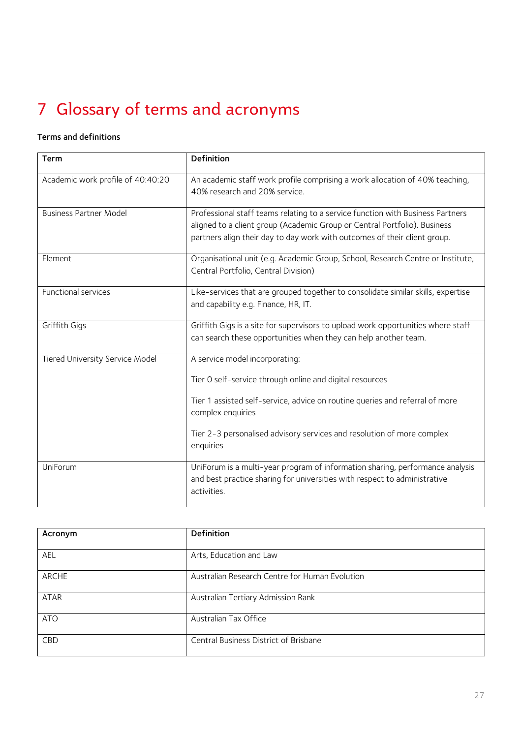# 7 Glossary of terms and acronyms

**Terms and definitions**

| Term | Definition |
|---|---|
| Academic work profile of 40:40:20 | An academic staff work profile comprising a work allocation of 40% teaching, 40% research and 20% service. |
| Business Partner Model | Professional staff teams relating to a service function with Business Partners aligned to a client group (Academic Group or Central Portfolio). Business partners align their day to day work with outcomes of their client group. |
| Element | Organisational unit (e.g. Academic Group, School, Research Centre or Institute, Central Portfolio, Central Division) |
| Functional services | Like-services that are grouped together to consolidate similar skills, expertise and capability e.g. Finance, HR, IT. |
| Griffith Gigs | Griffith Gigs is a site for supervisors to upload work opportunities where staff can search these opportunities when they can help another team. |
| Tiered University Service Model | A service model incorporating:<br><br>Tier 0 self-service through online and digital resources<br><br>Tier 1 assisted self-service, advice on routine queries and referral of more complex enquiries<br><br>Tier 2-3 personalised advisory services and resolution of more complex enquiries |
| UniForum | UniForum is a multi-year program of information sharing, performance analysis and best practice sharing for universities with respect to administrative activities. |

| Acronym | Definition |
|---|---|
| AEL | Arts, Education and Law |
| ARCHE | Australian Research Centre for Human Evolution |
| ATAR | Australian Tertiary Admission Rank |
| ATO | Australian Tax Office |
| CBD | Central Business District of Brisbane |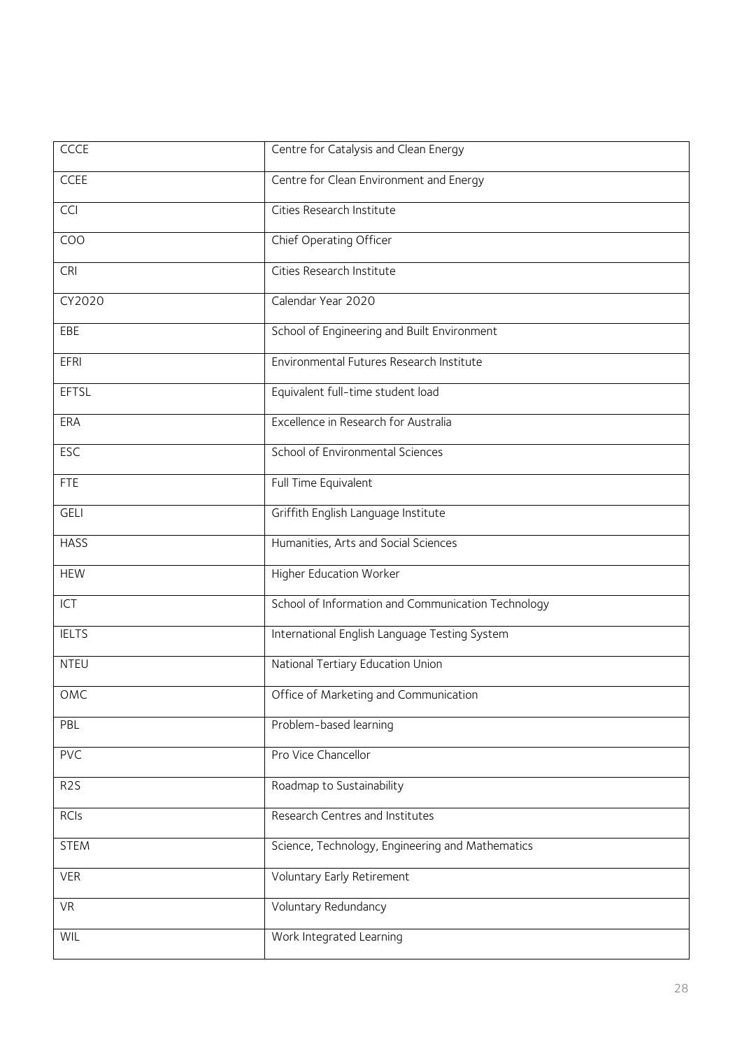| | |
|---|---|
| CCCE | Centre for Catalysis and Clean Energy |
| CCEE | Centre for Clean Environment and Energy |
| CCI | Cities Research Institute |
| COO | Chief Operating Officer |
| CRI | Cities Research Institute |
| CY2020 | Calendar Year 2020 |
| EBE | School of Engineering and Built Environment |
| EFRI | Environmental Futures Research Institute |
| EFTSL | Equivalent full-time student load |
| ERA | Excellence in Research for Australia |
| ESC | School of Environmental Sciences |
| FTE | Full Time Equivalent |
| GELI | Griffith English Language Institute |
| HASS | Humanities, Arts and Social Sciences |
| HEW | Higher Education Worker |
| ICT | School of Information and Communication Technology |
| IELTS | International English Language Testing System |
| NTEU | National Tertiary Education Union |
| OMC | Office of Marketing and Communication |
| PBL | Problem-based learning |
| PVC | Pro Vice Chancellor |
| R2S | Roadmap to Sustainability |
| RCIs | Research Centres and Institutes |
| STEM | Science, Technology, Engineering and Mathematics |
| VER | Voluntary Early Retirement |
| VR | Voluntary Redundancy |
| WIL | Work Integrated Learning |